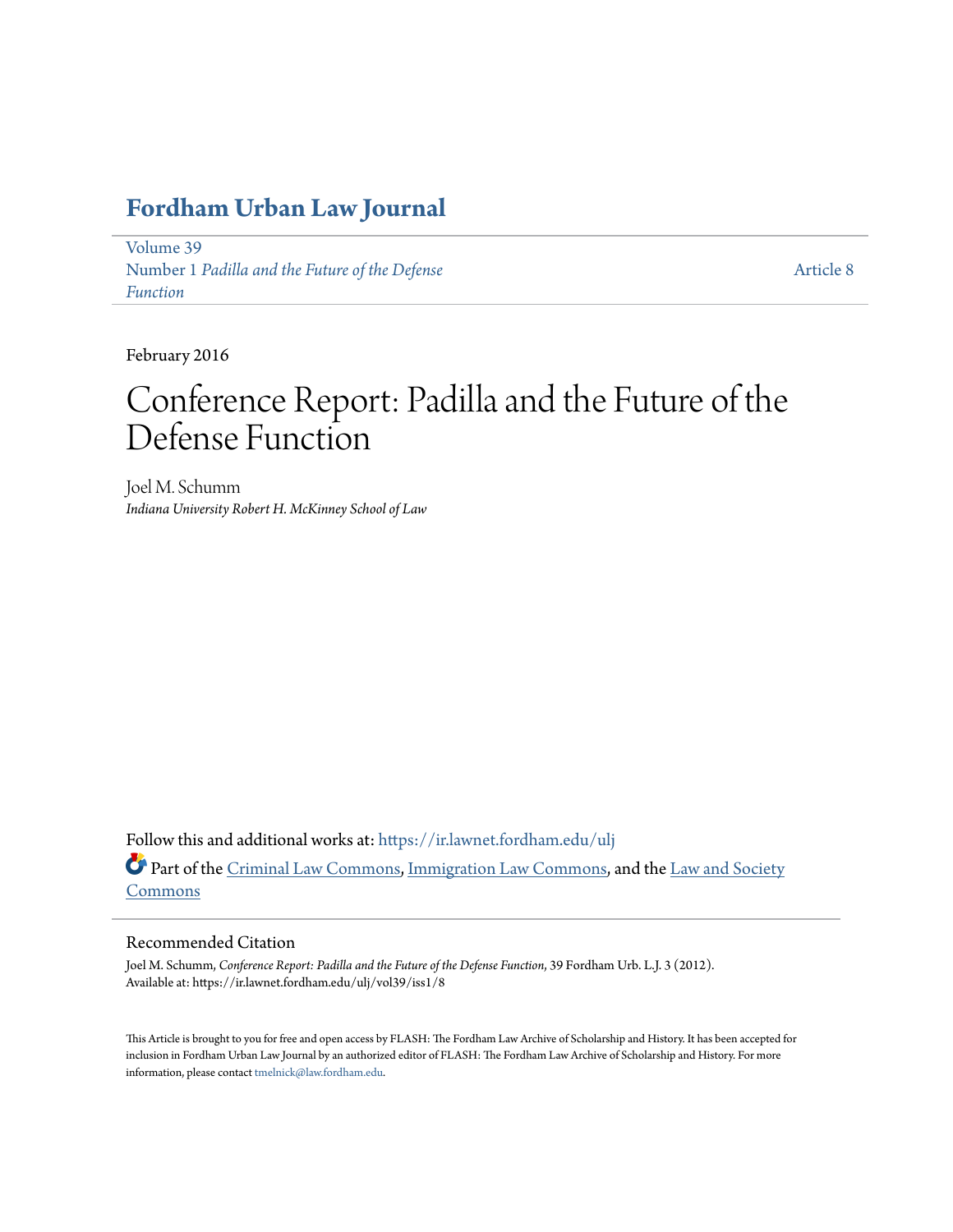# Fordham Urban Law Journal

Volume 39
Number 1 *Padilla and the Future of the Defense Function*

Article 8

February 2016

# Conference Report: Padilla and the Future of the Defense Function

Joel M. Schumm
*Indiana University Robert H. McKinney School of Law*

Follow this and additional works at: https://ir.lawnet.fordham.edu/ulj

Part of the Criminal Law Commons, Immigration Law Commons, and the Law and Society Commons

## Recommended Citation

Joel M. Schumm, *Conference Report: Padilla and the Future of the Defense Function*, 39 Fordham Urb. L.J. 3 (2012).
Available at: https://ir.lawnet.fordham.edu/ulj/vol39/iss1/8

This Article is brought to you for free and open access by FLASH: The Fordham Law Archive of Scholarship and History. It has been accepted for inclusion in Fordham Urban Law Journal by an authorized editor of FLASH: The Fordham Law Archive of Scholarship and History. For more information, please contact tmelnick@law.fordham.edu.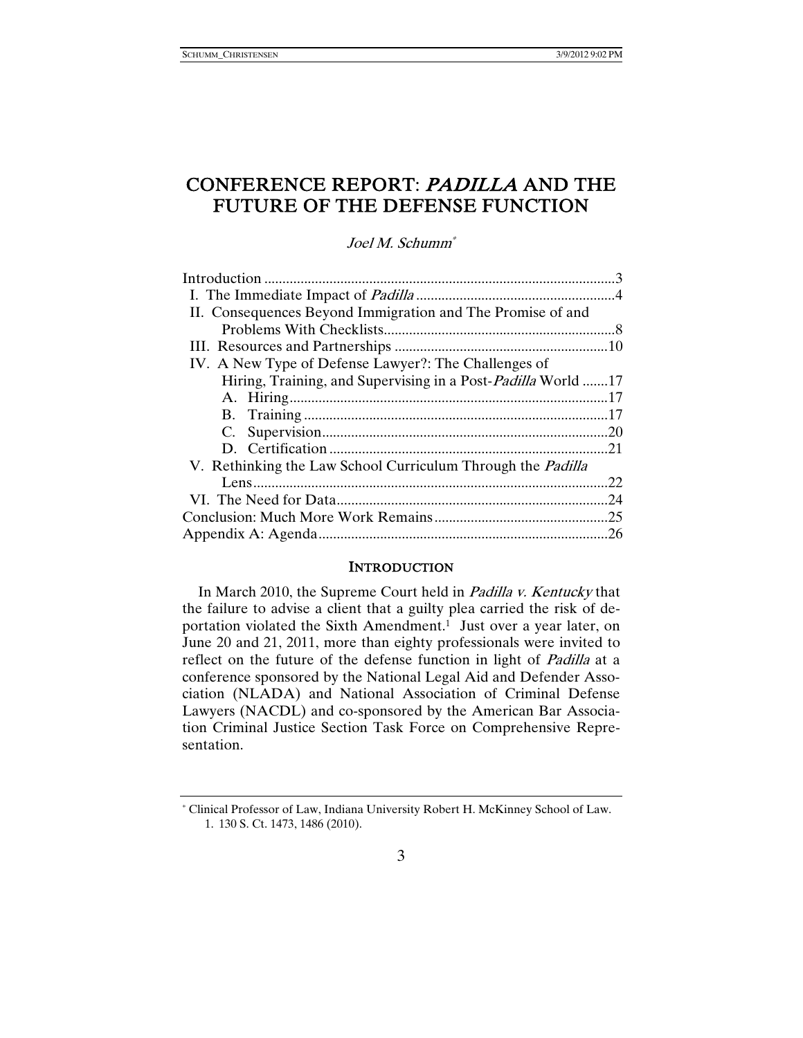# CONFERENCE REPORT: *PADILLA* AND THE FUTURE OF THE DEFENSE FUNCTION

*Joel M. Schumm*[*]

| | |
|---|---|
| Introduction | 3 |
| I. The Immediate Impact of *Padilla* | 4 |
| II. Consequences Beyond Immigration and The Promise of and Problems With Checklists | 8 |
| III. Resources and Partnerships | 10 |
| IV. A New Type of Defense Lawyer?: The Challenges of Hiring, Training, and Supervising in a Post-*Padilla* World | 17 |
| A. Hiring | 17 |
| B. Training | 17 |
| C. Supervision | 20 |
| D. Certification | 21 |
| V. Rethinking the Law School Curriculum Through the *Padilla* Lens | 22 |
| VI. The Need for Data | 24 |
| Conclusion: Much More Work Remains | 25 |
| Appendix A: Agenda | 26 |

## INTRODUCTION

In March 2010, the Supreme Court held in *Padilla v. Kentucky* that the failure to advise a client that a guilty plea carried the risk of deportation violated the Sixth Amendment.[1] Just over a year later, on June 20 and 21, 2011, more than eighty professionals were invited to reflect on the future of the defense function in light of *Padilla* at a conference sponsored by the National Legal Aid and Defender Association (NLADA) and National Association of Criminal Defense Lawyers (NACDL) and co-sponsored by the American Bar Association Criminal Justice Section Task Force on Comprehensive Representation.

---

[*] Clinical Professor of Law, Indiana University Robert H. McKinney School of Law.

1. 130 S. Ct. 1473, 1486 (2010).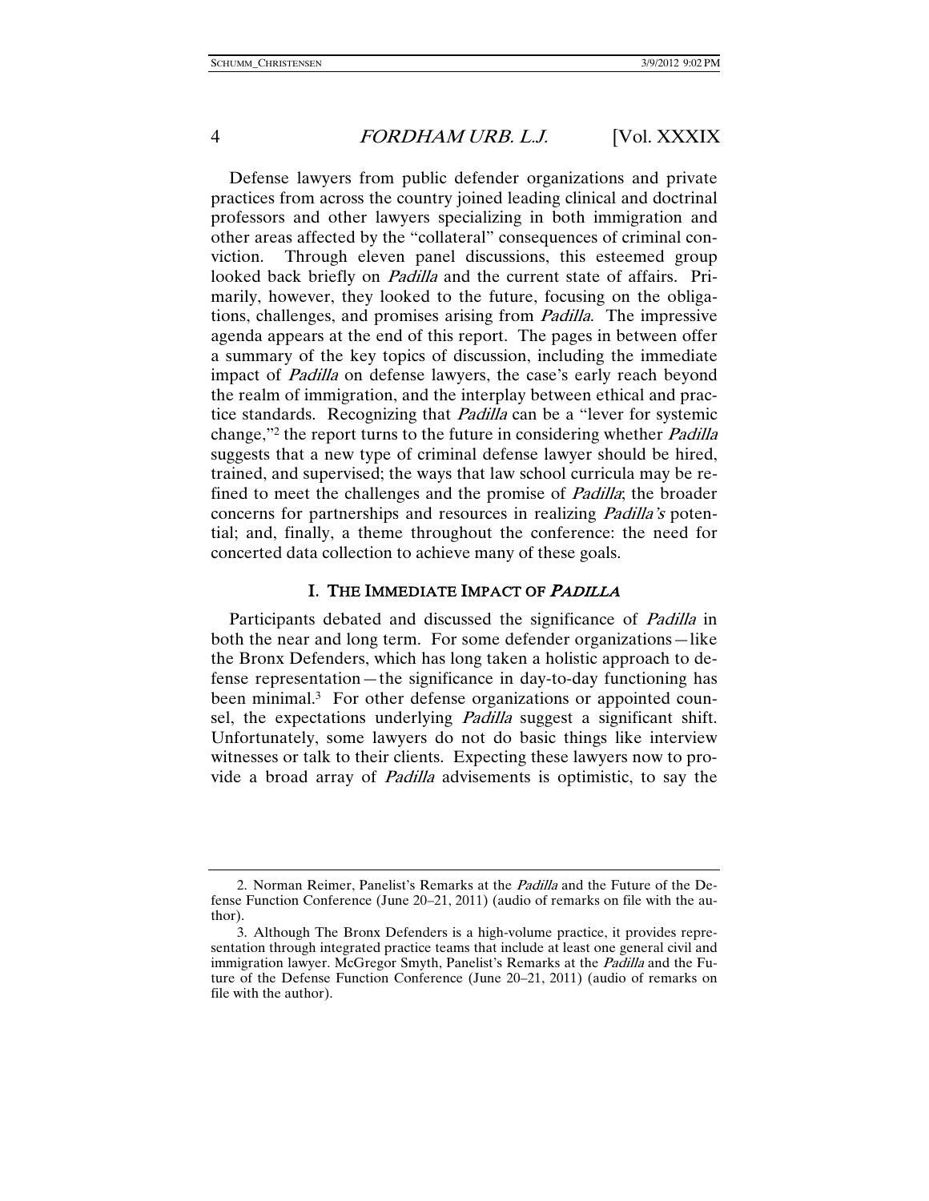Defense lawyers from public defender organizations and private practices from across the country joined leading clinical and doctrinal professors and other lawyers specializing in both immigration and other areas affected by the "collateral" consequences of criminal conviction. Through eleven panel discussions, this esteemed group looked back briefly on *Padilla* and the current state of affairs. Primarily, however, they looked to the future, focusing on the obligations, challenges, and promises arising from *Padilla*. The impressive agenda appears at the end of this report. The pages in between offer a summary of the key topics of discussion, including the immediate impact of *Padilla* on defense lawyers, the case's early reach beyond the realm of immigration, and the interplay between ethical and practice standards. Recognizing that *Padilla* can be a "lever for systemic change,"[2] the report turns to the future in considering whether *Padilla* suggests that a new type of criminal defense lawyer should be hired, trained, and supervised; the ways that law school curricula may be refined to meet the challenges and the promise of *Padilla*; the broader concerns for partnerships and resources in realizing *Padilla's* potential; and, finally, a theme throughout the conference: the need for concerted data collection to achieve many of these goals.

## I. THE IMMEDIATE IMPACT OF *PADILLA*

Participants debated and discussed the significance of *Padilla* in both the near and long term. For some defender organizations—like the Bronx Defenders, which has long taken a holistic approach to defense representation—the significance in day-to-day functioning has been minimal.[3] For other defense organizations or appointed counsel, the expectations underlying *Padilla* suggest a significant shift. Unfortunately, some lawyers do not do basic things like interview witnesses or talk to their clients. Expecting these lawyers now to provide a broad array of *Padilla* advisements is optimistic, to say the

---

2. Norman Reimer, Panelist's Remarks at the *Padilla* and the Future of the Defense Function Conference (June 20–21, 2011) (audio of remarks on file with the author).

3. Although The Bronx Defenders is a high-volume practice, it provides representation through integrated practice teams that include at least one general civil and immigration lawyer. McGregor Smyth, Panelist's Remarks at the *Padilla* and the Future of the Defense Function Conference (June 20–21, 2011) (audio of remarks on file with the author).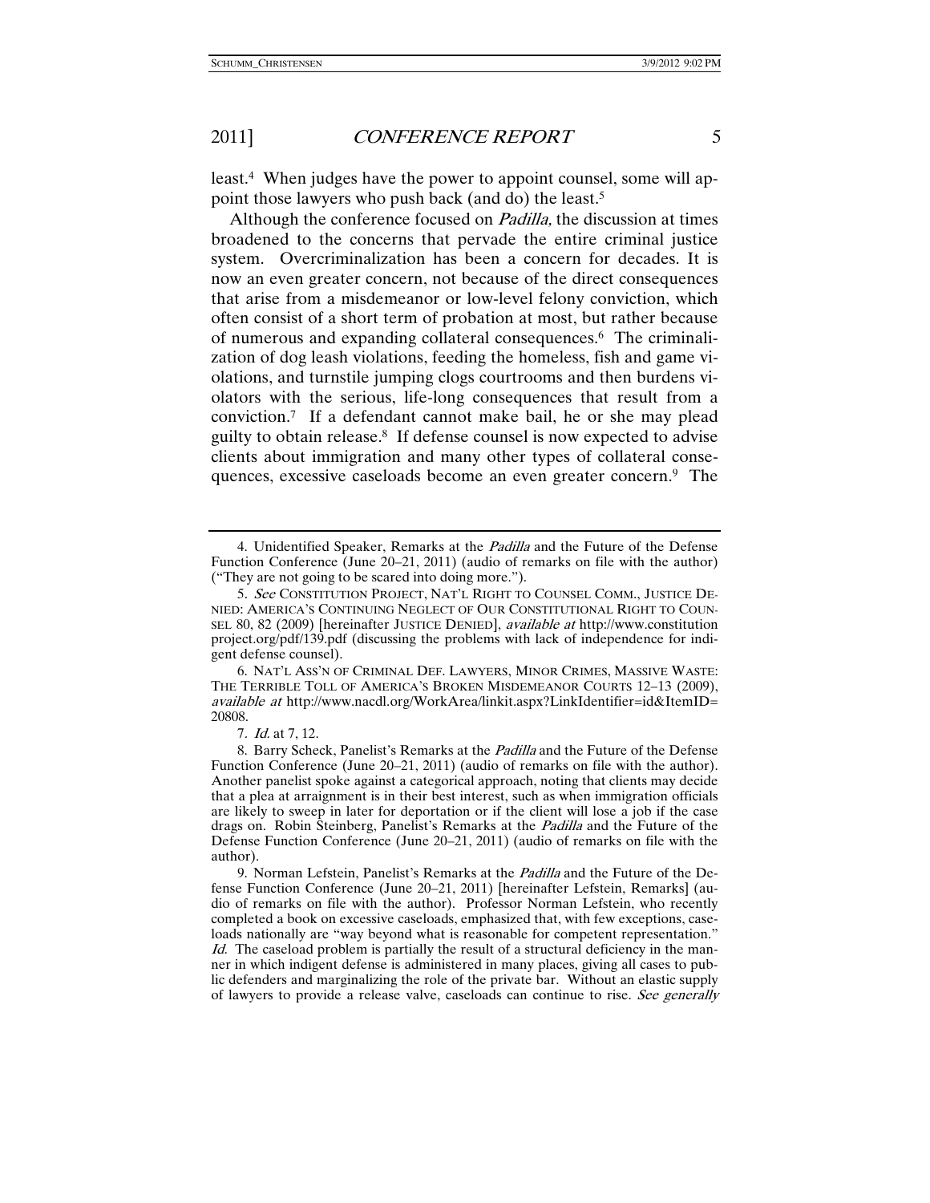least.[4] When judges have the power to appoint counsel, some will appoint those lawyers who push back (and do) the least.[5]

Although the conference focused on *Padilla,* the discussion at times broadened to the concerns that pervade the entire criminal justice system. Overcriminalization has been a concern for decades. It is now an even greater concern, not because of the direct consequences that arise from a misdemeanor or low-level felony conviction, which often consist of a short term of probation at most, but rather because of numerous and expanding collateral consequences.[6] The criminalization of dog leash violations, feeding the homeless, fish and game violations, and turnstile jumping clogs courtrooms and then burdens violators with the serious, life-long consequences that result from a conviction.[7] If a defendant cannot make bail, he or she may plead guilty to obtain release.[8] If defense counsel is now expected to advise clients about immigration and many other types of collateral consequences, excessive caseloads become an even greater concern.[9] The

---

4. Unidentified Speaker, Remarks at the *Padilla* and the Future of the Defense Function Conference (June 20–21, 2011) (audio of remarks on file with the author) ("They are not going to be scared into doing more.").

5. *See* CONSTITUTION PROJECT, NAT'L RIGHT TO COUNSEL COMM., JUSTICE DENIED: AMERICA'S CONTINUING NEGLECT OF OUR CONSTITUTIONAL RIGHT TO COUNSEL 80, 82 (2009) [hereinafter JUSTICE DENIED], *available at* http://www.constitutionproject.org/pdf/139.pdf (discussing the problems with lack of independence for indigent defense counsel).

6. NAT'L ASS'N OF CRIMINAL DEF. LAWYERS, MINOR CRIMES, MASSIVE WASTE: THE TERRIBLE TOLL OF AMERICA'S BROKEN MISDEMEANOR COURTS 12–13 (2009), *available at* http://www.nacdl.org/WorkArea/linkit.aspx?LinkIdentifier=id&ItemID=20808.

7. *Id.* at 7, 12.

8. Barry Scheck, Panelist's Remarks at the *Padilla* and the Future of the Defense Function Conference (June 20–21, 2011) (audio of remarks on file with the author). Another panelist spoke against a categorical approach, noting that clients may decide that a plea at arraignment is in their best interest, such as when immigration officials are likely to sweep in later for deportation or if the client will lose a job if the case drags on. Robin Steinberg, Panelist's Remarks at the *Padilla* and the Future of the Defense Function Conference (June 20–21, 2011) (audio of remarks on file with the author).

9. Norman Lefstein, Panelist's Remarks at the *Padilla* and the Future of the Defense Function Conference (June 20–21, 2011) [hereinafter Lefstein, Remarks] (audio of remarks on file with the author). Professor Norman Lefstein, who recently completed a book on excessive caseloads, emphasized that, with few exceptions, caseloads nationally are "way beyond what is reasonable for competent representation." *Id.* The caseload problem is partially the result of a structural deficiency in the manner in which indigent defense is administered in many places, giving all cases to public defenders and marginalizing the role of the private bar. Without an elastic supply of lawyers to provide a release valve, caseloads can continue to rise. *See generally*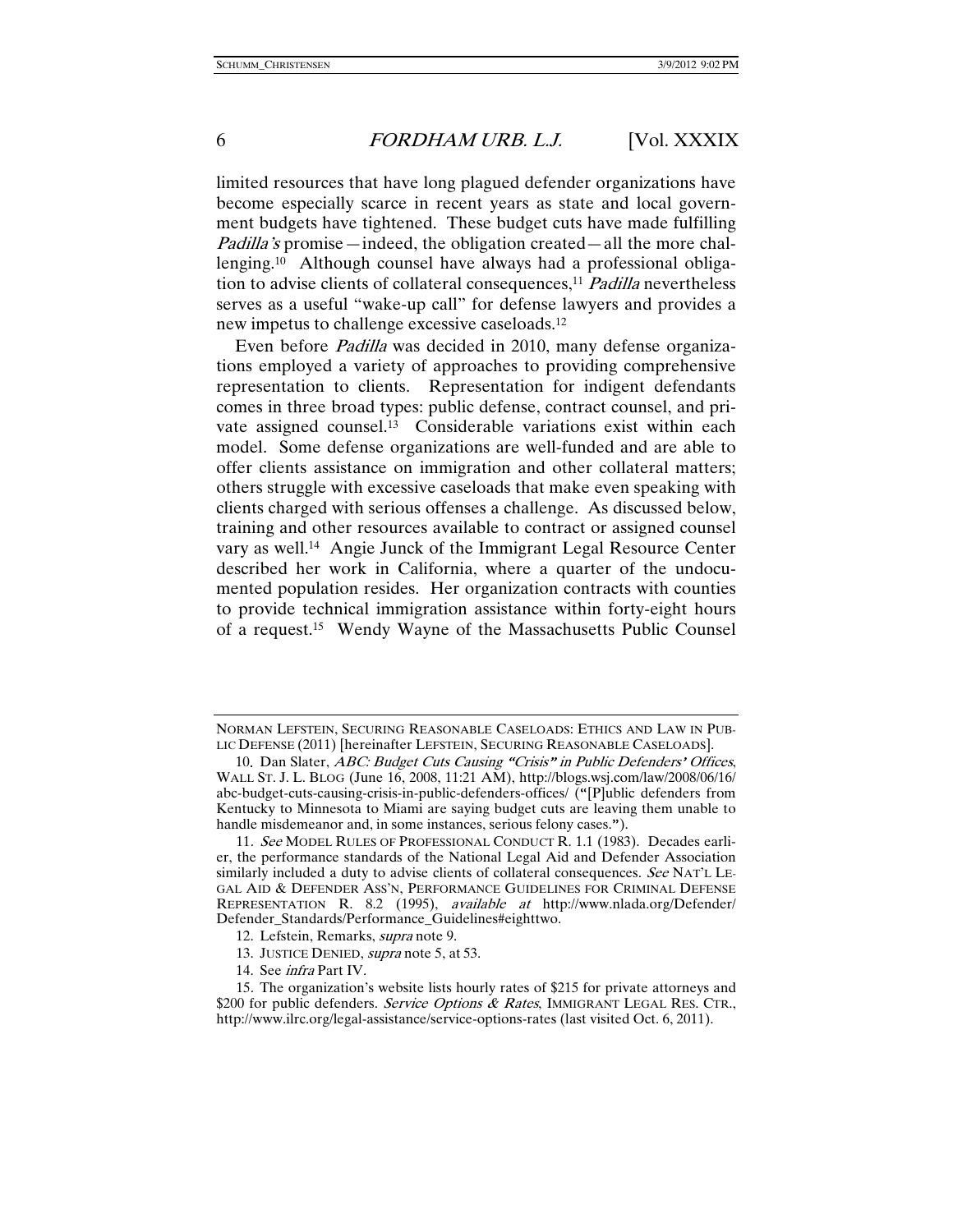limited resources that have long plagued defender organizations have become especially scarce in recent years as state and local government budgets have tightened. These budget cuts have made fulfilling *Padilla's* promise—indeed, the obligation created—all the more challenging.[10] Although counsel have always had a professional obligation to advise clients of collateral consequences,[11] *Padilla* nevertheless serves as a useful "wake-up call" for defense lawyers and provides a new impetus to challenge excessive caseloads.[12]

Even before *Padilla* was decided in 2010, many defense organizations employed a variety of approaches to providing comprehensive representation to clients. Representation for indigent defendants comes in three broad types: public defense, contract counsel, and private assigned counsel.[13] Considerable variations exist within each model. Some defense organizations are well-funded and are able to offer clients assistance on immigration and other collateral matters; others struggle with excessive caseloads that make even speaking with clients charged with serious offenses a challenge. As discussed below, training and other resources available to contract or assigned counsel vary as well.[14] Angie Junck of the Immigrant Legal Resource Center described her work in California, where a quarter of the undocumented population resides. Her organization contracts with counties to provide technical immigration assistance within forty-eight hours of a request.[15] Wendy Wayne of the Massachusetts Public Counsel

---

NORMAN LEFSTEIN, SECURING REASONABLE CASELOADS: ETHICS AND LAW IN PUBLIC DEFENSE (2011) [hereinafter LEFSTEIN, SECURING REASONABLE CASELOADS].

10. Dan Slater, *ABC: Budget Cuts Causing "Crisis" in Public Defenders' Offices*, WALL ST. J. L. BLOG (June 16, 2008, 11:21 AM), http://blogs.wsj.com/law/2008/06/16/abc-budget-cuts-causing-crisis-in-public-defenders-offices/ ("[P]ublic defenders from Kentucky to Minnesota to Miami are saying budget cuts are leaving them unable to handle misdemeanor and, in some instances, serious felony cases.").

11. *See* MODEL RULES OF PROFESSIONAL CONDUCT R. 1.1 (1983). Decades earlier, the performance standards of the National Legal Aid and Defender Association similarly included a duty to advise clients of collateral consequences. *See* NAT'L LEGAL AID & DEFENDER ASS'N, PERFORMANCE GUIDELINES FOR CRIMINAL DEFENSE REPRESENTATION R. 8.2 (1995), *available at* http://www.nlada.org/Defender/Defender_Standards/Performance_Guidelines#eighttwo.

12. Lefstein, Remarks, *supra* note 9.

13. JUSTICE DENIED, *supra* note 5, at 53.

14. See *infra* Part IV.

15. The organization's website lists hourly rates of $215 for private attorneys and $200 for public defenders. *Service Options & Rates*, IMMIGRANT LEGAL RES. CTR., http://www.ilrc.org/legal-assistance/service-options-rates (last visited Oct. 6, 2011).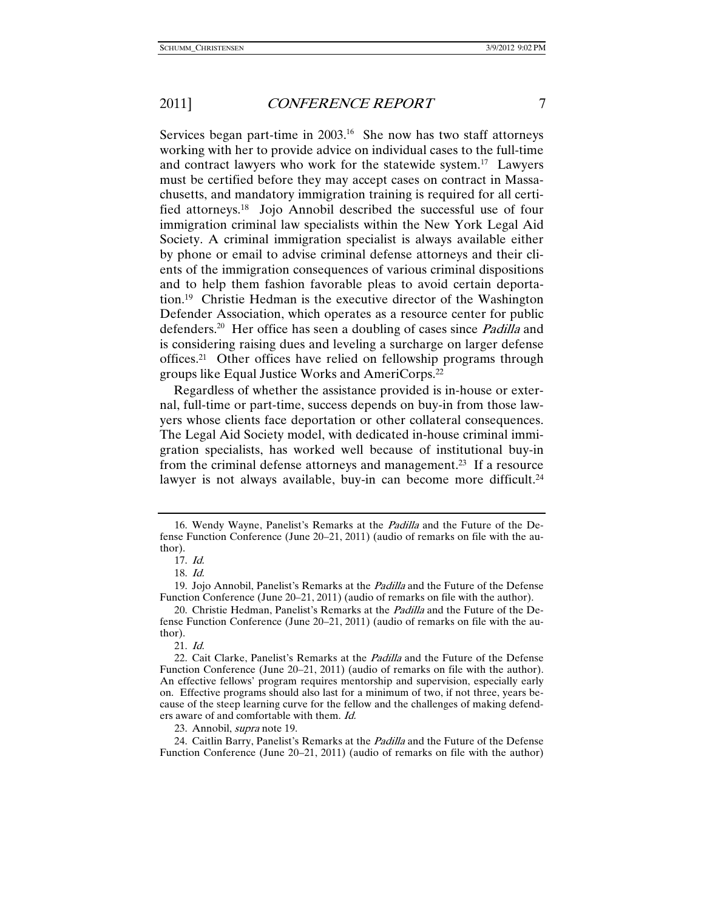Services began part-time in 2003.[16] She now has two staff attorneys working with her to provide advice on individual cases to the full-time and contract lawyers who work for the statewide system.[17] Lawyers must be certified before they may accept cases on contract in Massachusetts, and mandatory immigration training is required for all certified attorneys.[18] Jojo Annobil described the successful use of four immigration criminal law specialists within the New York Legal Aid Society. A criminal immigration specialist is always available either by phone or email to advise criminal defense attorneys and their clients of the immigration consequences of various criminal dispositions and to help them fashion favorable pleas to avoid certain deportation.[19] Christie Hedman is the executive director of the Washington Defender Association, which operates as a resource center for public defenders.[20] Her office has seen a doubling of cases since *Padilla* and is considering raising dues and leveling a surcharge on larger defense offices.[21] Other offices have relied on fellowship programs through groups like Equal Justice Works and AmeriCorps.[22]

Regardless of whether the assistance provided is in-house or external, full-time or part-time, success depends on buy-in from those lawyers whose clients face deportation or other collateral consequences. The Legal Aid Society model, with dedicated in-house criminal immigration specialists, has worked well because of institutional buy-in from the criminal defense attorneys and management.[23] If a resource lawyer is not always available, buy-in can become more difficult.[24]

---

16. Wendy Wayne, Panelist's Remarks at the *Padilla* and the Future of the Defense Function Conference (June 20–21, 2011) (audio of remarks on file with the author).

17. *Id.*

18. *Id.*

19. Jojo Annobil, Panelist's Remarks at the *Padilla* and the Future of the Defense Function Conference (June 20–21, 2011) (audio of remarks on file with the author).

20. Christie Hedman, Panelist's Remarks at the *Padilla* and the Future of the Defense Function Conference (June 20–21, 2011) (audio of remarks on file with the author).

21. *Id.*

22. Cait Clarke, Panelist's Remarks at the *Padilla* and the Future of the Defense Function Conference (June 20–21, 2011) (audio of remarks on file with the author). An effective fellows' program requires mentorship and supervision, especially early on. Effective programs should also last for a minimum of two, if not three, years because of the steep learning curve for the fellow and the challenges of making defenders aware of and comfortable with them. *Id.*

23. Annobil, *supra* note 19.

24. Caitlin Barry, Panelist's Remarks at the *Padilla* and the Future of the Defense Function Conference (June 20–21, 2011) (audio of remarks on file with the author)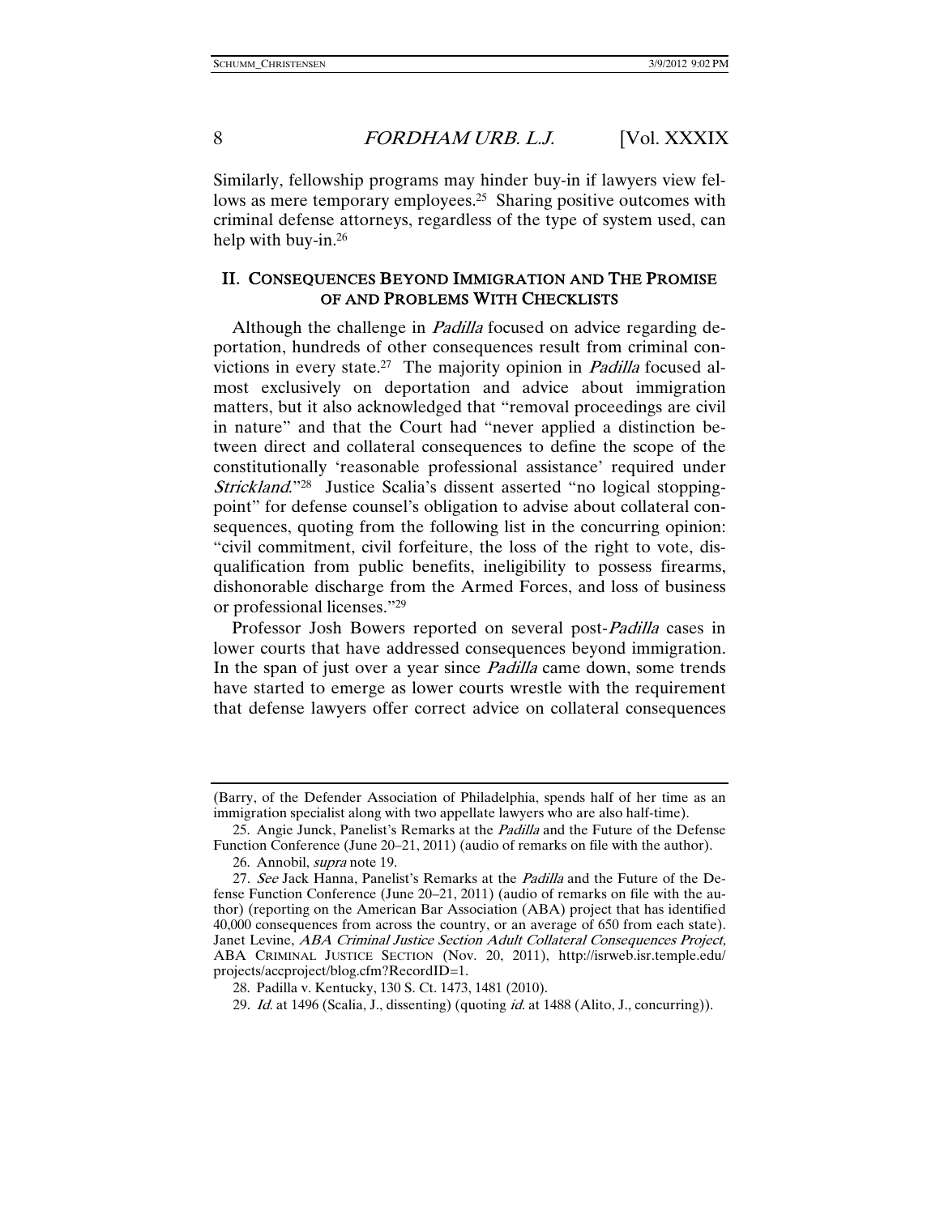Similarly, fellowship programs may hinder buy-in if lawyers view fellows as mere temporary employees.[25] Sharing positive outcomes with criminal defense attorneys, regardless of the type of system used, can help with buy-in.[26]

## II. CONSEQUENCES BEYOND IMMIGRATION AND THE PROMISE OF AND PROBLEMS WITH CHECKLISTS

Although the challenge in *Padilla* focused on advice regarding deportation, hundreds of other consequences result from criminal convictions in every state.[27] The majority opinion in *Padilla* focused almost exclusively on deportation and advice about immigration matters, but it also acknowledged that "removal proceedings are civil in nature" and that the Court had "never applied a distinction between direct and collateral consequences to define the scope of the constitutionally 'reasonable professional assistance' required under *Strickland*."[28] Justice Scalia's dissent asserted "no logical stopping-point" for defense counsel's obligation to advise about collateral consequences, quoting from the following list in the concurring opinion: "civil commitment, civil forfeiture, the loss of the right to vote, disqualification from public benefits, ineligibility to possess firearms, dishonorable discharge from the Armed Forces, and loss of business or professional licenses."[29]

Professor Josh Bowers reported on several post-*Padilla* cases in lower courts that have addressed consequences beyond immigration. In the span of just over a year since *Padilla* came down, some trends have started to emerge as lower courts wrestle with the requirement that defense lawyers offer correct advice on collateral consequences

---

(Barry, of the Defender Association of Philadelphia, spends half of her time as an immigration specialist along with two appellate lawyers who are also half-time).

25. Angie Junck, Panelist's Remarks at the *Padilla* and the Future of the Defense Function Conference (June 20–21, 2011) (audio of remarks on file with the author).

26. Annobil, *supra* note 19.

27. *See* Jack Hanna, Panelist's Remarks at the *Padilla* and the Future of the Defense Function Conference (June 20–21, 2011) (audio of remarks on file with the author) (reporting on the American Bar Association (ABA) project that has identified 40,000 consequences from across the country, or an average of 650 from each state). Janet Levine, *ABA Criminal Justice Section Adult Collateral Consequences Project*, ABA CRIMINAL JUSTICE SECTION (Nov. 20, 2011), http://isrweb.isr.temple.edu/projects/accproject/blog.cfm?RecordID=1.

28. Padilla v. Kentucky, 130 S. Ct. 1473, 1481 (2010).

29. *Id.* at 1496 (Scalia, J., dissenting) (quoting *id.* at 1488 (Alito, J., concurring)).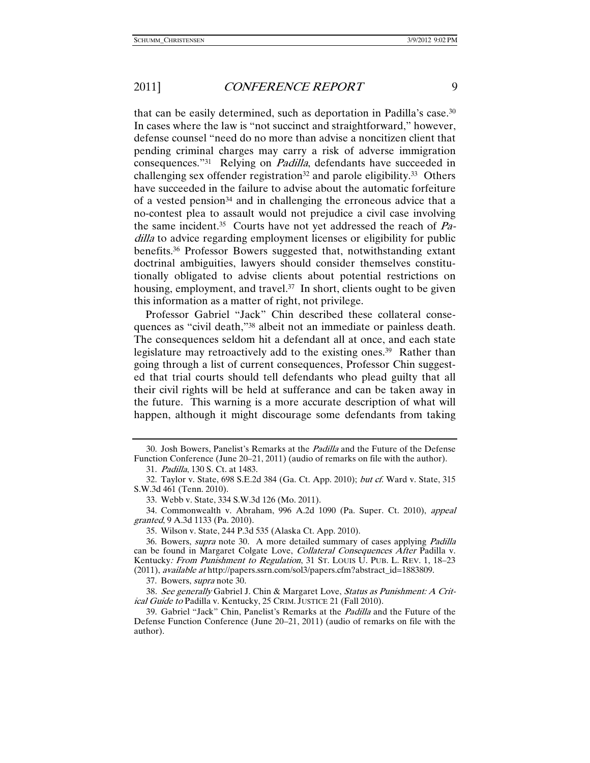that can be easily determined, such as deportation in Padilla's case.[30] In cases where the law is "not succinct and straightforward," however, defense counsel "need do no more than advise a noncitizen client that pending criminal charges may carry a risk of adverse immigration consequences."[31] Relying on *Padilla*, defendants have succeeded in challenging sex offender registration[32] and parole eligibility.[33] Others have succeeded in the failure to advise about the automatic forfeiture of a vested pension[34] and in challenging the erroneous advice that a no-contest plea to assault would not prejudice a civil case involving the same incident.[35] Courts have not yet addressed the reach of *Padilla* to advice regarding employment licenses or eligibility for public benefits.[36] Professor Bowers suggested that, notwithstanding extant doctrinal ambiguities, lawyers should consider themselves constitutionally obligated to advise clients about potential restrictions on housing, employment, and travel.[37] In short, clients ought to be given this information as a matter of right, not privilege.

Professor Gabriel "Jack" Chin described these collateral consequences as "civil death,"[38] albeit not an immediate or painless death. The consequences seldom hit a defendant all at once, and each state legislature may retroactively add to the existing ones.[39] Rather than going through a list of current consequences, Professor Chin suggested that trial courts should tell defendants who plead guilty that all their civil rights will be held at sufferance and can be taken away in the future. This warning is a more accurate description of what will happen, although it might discourage some defendants from taking

---

30. Josh Bowers, Panelist's Remarks at the *Padilla* and the Future of the Defense Function Conference (June 20–21, 2011) (audio of remarks on file with the author).

31. *Padilla*, 130 S. Ct. at 1483.

32. Taylor v. State, 698 S.E.2d 384 (Ga. Ct. App. 2010); *but cf.* Ward v. State, 315 S.W.3d 461 (Tenn. 2010).

33. Webb v. State, 334 S.W.3d 126 (Mo. 2011).

34. Commonwealth v. Abraham, 996 A.2d 1090 (Pa. Super. Ct. 2010), *appeal granted*, 9 A.3d 1133 (Pa. 2010).

35. Wilson v. State, 244 P.3d 535 (Alaska Ct. App. 2010).

36. Bowers, *supra* note 30. A more detailed summary of cases applying *Padilla* can be found in Margaret Colgate Love, *Collateral Consequences After* Padilla v. Kentucky*: From Punishment to Regulation*, 31 ST. LOUIS U. PUB. L. REV. 1, 18–23 (2011), *available at* http://papers.ssrn.com/sol3/papers.cfm?abstract_id=1883809.

37. Bowers, *supra* note 30.

38. *See generally* Gabriel J. Chin & Margaret Love, *Status as Punishment: A Critical Guide to* Padilla v. Kentucky, 25 CRIM. JUSTICE 21 (Fall 2010).

39. Gabriel "Jack" Chin, Panelist's Remarks at the *Padilla* and the Future of the Defense Function Conference (June 20–21, 2011) (audio of remarks on file with the author).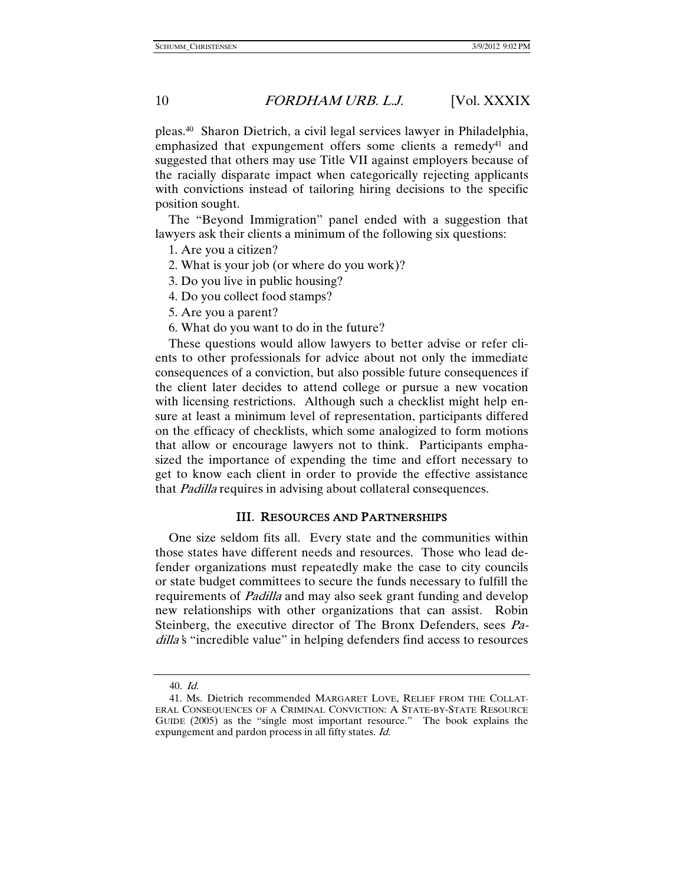pleas.[40] Sharon Dietrich, a civil legal services lawyer in Philadelphia, emphasized that expungement offers some clients a remedy[41] and suggested that others may use Title VII against employers because of the racially disparate impact when categorically rejecting applicants with convictions instead of tailoring hiring decisions to the specific position sought.

The "Beyond Immigration" panel ended with a suggestion that lawyers ask their clients a minimum of the following six questions:

1. Are you a citizen?
2. What is your job (or where do you work)?
3. Do you live in public housing?
4. Do you collect food stamps?
5. Are you a parent?
6. What do you want to do in the future?

These questions would allow lawyers to better advise or refer clients to other professionals for advice about not only the immediate consequences of a conviction, but also possible future consequences if the client later decides to attend college or pursue a new vocation with licensing restrictions. Although such a checklist might help ensure at least a minimum level of representation, participants differed on the efficacy of checklists, which some analogized to form motions that allow or encourage lawyers not to think. Participants emphasized the importance of expending the time and effort necessary to get to know each client in order to provide the effective assistance that *Padilla* requires in advising about collateral consequences.

## III. RESOURCES AND PARTNERSHIPS

One size seldom fits all. Every state and the communities within those states have different needs and resources. Those who lead defender organizations must repeatedly make the case to city councils or state budget committees to secure the funds necessary to fulfill the requirements of *Padilla* and may also seek grant funding and develop new relationships with other organizations that can assist. Robin Steinberg, the executive director of The Bronx Defenders, sees *Padilla*'s "incredible value" in helping defenders find access to resources

---

40. *Id.*

41. Ms. Dietrich recommended MARGARET LOVE, RELIEF FROM THE COLLATERAL CONSEQUENCES OF A CRIMINAL CONVICTION: A STATE-BY-STATE RESOURCE GUIDE (2005) as the "single most important resource." The book explains the expungement and pardon process in all fifty states. *Id.*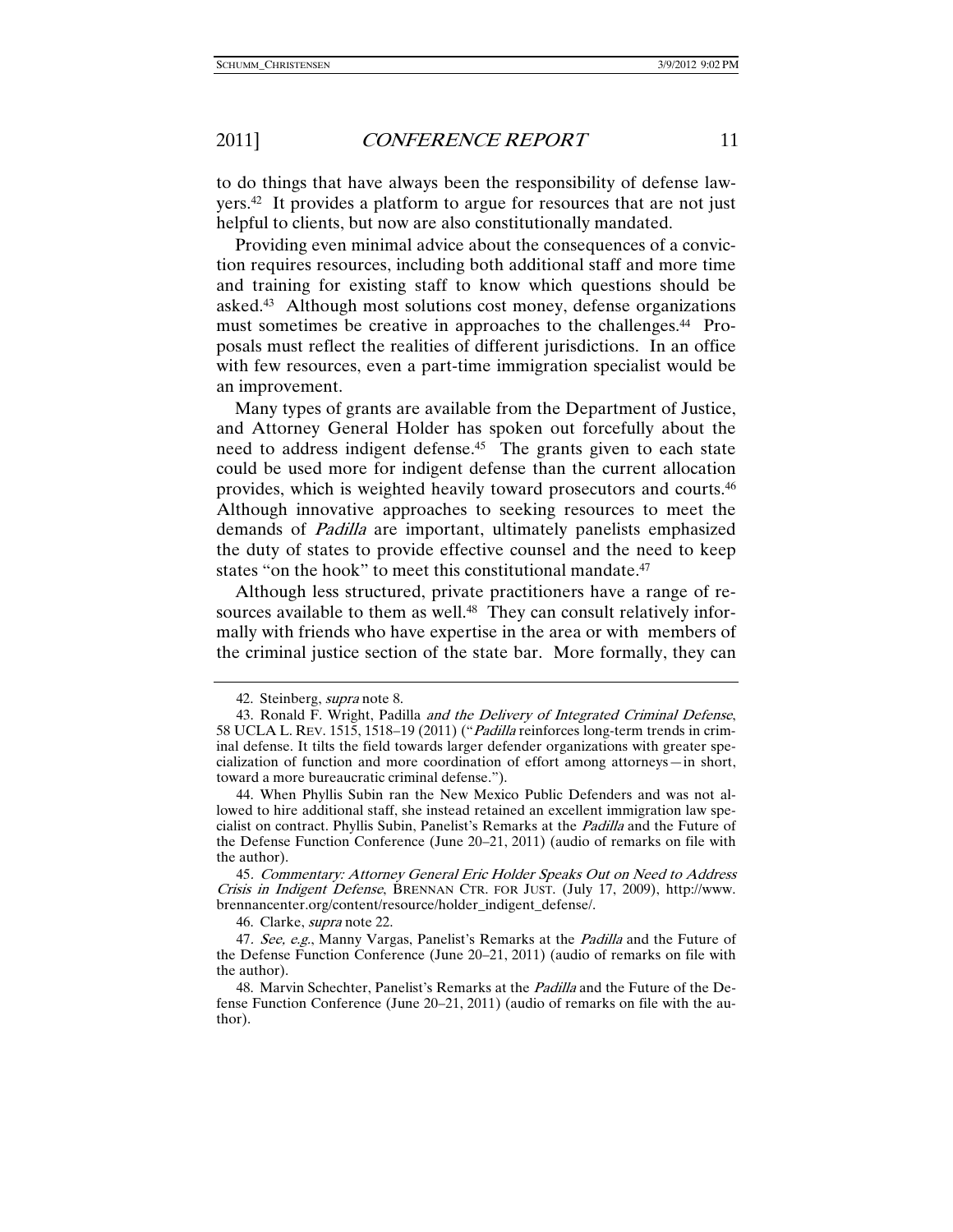to do things that have always been the responsibility of defense lawyers.[42] It provides a platform to argue for resources that are not just helpful to clients, but now are also constitutionally mandated.

Providing even minimal advice about the consequences of a conviction requires resources, including both additional staff and more time and training for existing staff to know which questions should be asked.[43] Although most solutions cost money, defense organizations must sometimes be creative in approaches to the challenges.[44] Proposals must reflect the realities of different jurisdictions. In an office with few resources, even a part-time immigration specialist would be an improvement.

Many types of grants are available from the Department of Justice, and Attorney General Holder has spoken out forcefully about the need to address indigent defense.[45] The grants given to each state could be used more for indigent defense than the current allocation provides, which is weighted heavily toward prosecutors and courts.[46] Although innovative approaches to seeking resources to meet the demands of *Padilla* are important, ultimately panelists emphasized the duty of states to provide effective counsel and the need to keep states "on the hook" to meet this constitutional mandate.[47]

Although less structured, private practitioners have a range of resources available to them as well.[48] They can consult relatively informally with friends who have expertise in the area or with members of the criminal justice section of the state bar. More formally, they can

---

42. Steinberg, *supra* note 8.

43. Ronald F. Wright, Padilla *and the Delivery of Integrated Criminal Defense*, 58 UCLA L. REV. 1515, 1518–19 (2011) ("*Padilla* reinforces long-term trends in criminal defense. It tilts the field towards larger defender organizations with greater specialization of function and more coordination of effort among attorneys—in short, toward a more bureaucratic criminal defense.").

44. When Phyllis Subin ran the New Mexico Public Defenders and was not allowed to hire additional staff, she instead retained an excellent immigration law specialist on contract. Phyllis Subin, Panelist's Remarks at the *Padilla* and the Future of the Defense Function Conference (June 20–21, 2011) (audio of remarks on file with the author).

45. *Commentary: Attorney General Eric Holder Speaks Out on Need to Address Crisis in Indigent Defense*, BRENNAN CTR. FOR JUST. (July 17, 2009), http://www.brennancenter.org/content/resource/holder_indigent_defense/.

46. Clarke, *supra* note 22.

47. *See, e.g.*, Manny Vargas, Panelist's Remarks at the *Padilla* and the Future of the Defense Function Conference (June 20–21, 2011) (audio of remarks on file with the author).

48. Marvin Schechter, Panelist's Remarks at the *Padilla* and the Future of the Defense Function Conference (June 20–21, 2011) (audio of remarks on file with the author).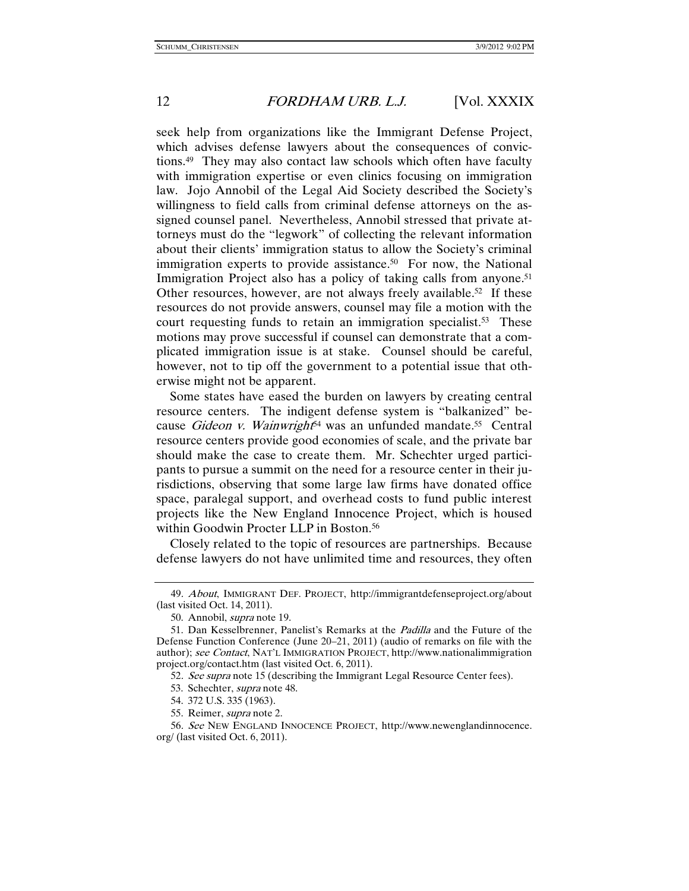seek help from organizations like the Immigrant Defense Project, which advises defense lawyers about the consequences of convictions.[49] They may also contact law schools which often have faculty with immigration expertise or even clinics focusing on immigration law. Jojo Annobil of the Legal Aid Society described the Society's willingness to field calls from criminal defense attorneys on the assigned counsel panel. Nevertheless, Annobil stressed that private attorneys must do the "legwork" of collecting the relevant information about their clients' immigration status to allow the Society's criminal immigration experts to provide assistance.[50] For now, the National Immigration Project also has a policy of taking calls from anyone.[51] Other resources, however, are not always freely available.[52] If these resources do not provide answers, counsel may file a motion with the court requesting funds to retain an immigration specialist.[53] These motions may prove successful if counsel can demonstrate that a complicated immigration issue is at stake. Counsel should be careful, however, not to tip off the government to a potential issue that otherwise might not be apparent.

Some states have eased the burden on lawyers by creating central resource centers. The indigent defense system is "balkanized" because *Gideon v. Wainwright*[54] was an unfunded mandate.[55] Central resource centers provide good economies of scale, and the private bar should make the case to create them. Mr. Schechter urged participants to pursue a summit on the need for a resource center in their jurisdictions, observing that some large law firms have donated office space, paralegal support, and overhead costs to fund public interest projects like the New England Innocence Project, which is housed within Goodwin Procter LLP in Boston.[56]

Closely related to the topic of resources are partnerships. Because defense lawyers do not have unlimited time and resources, they often

---

49. *About*, IMMIGRANT DEF. PROJECT, http://immigrantdefenseproject.org/about (last visited Oct. 14, 2011).

50. Annobil, *supra* note 19.

51. Dan Kesselbrenner, Panelist's Remarks at the *Padilla* and the Future of the Defense Function Conference (June 20–21, 2011) (audio of remarks on file with the author); *see Contact*, NAT'L IMMIGRATION PROJECT, http://www.nationalimmigrationproject.org/contact.htm (last visited Oct. 6, 2011).

52. *See supra* note 15 (describing the Immigrant Legal Resource Center fees).

53. Schechter, *supra* note 48.

54. 372 U.S. 335 (1963).

55. Reimer, *supra* note 2.

56. *See* NEW ENGLAND INNOCENCE PROJECT, http://www.newenglandinnocence.org/ (last visited Oct. 6, 2011).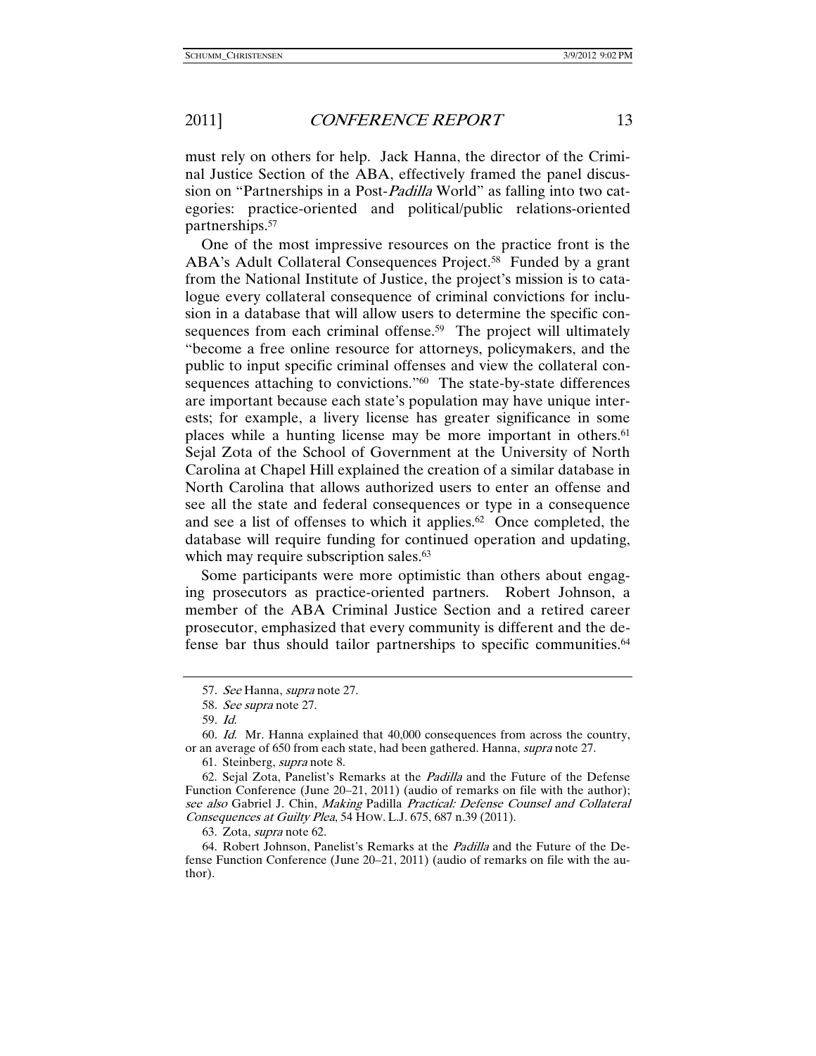must rely on others for help. Jack Hanna, the director of the Criminal Justice Section of the ABA, effectively framed the panel discussion on "Partnerships in a Post-*Padilla* World" as falling into two categories: practice-oriented and political/public relations-oriented partnerships.[57]

One of the most impressive resources on the practice front is the ABA's Adult Collateral Consequences Project.[58] Funded by a grant from the National Institute of Justice, the project's mission is to catalogue every collateral consequence of criminal convictions for inclusion in a database that will allow users to determine the specific consequences from each criminal offense.[59] The project will ultimately "become a free online resource for attorneys, policymakers, and the public to input specific criminal offenses and view the collateral consequences attaching to convictions."[60] The state-by-state differences are important because each state's population may have unique interests; for example, a livery license has greater significance in some places while a hunting license may be more important in others.[61] Sejal Zota of the School of Government at the University of North Carolina at Chapel Hill explained the creation of a similar database in North Carolina that allows authorized users to enter an offense and see all the state and federal consequences or type in a consequence and see a list of offenses to which it applies.[62] Once completed, the database will require funding for continued operation and updating, which may require subscription sales.[63]

Some participants were more optimistic than others about engaging prosecutors as practice-oriented partners. Robert Johnson, a member of the ABA Criminal Justice Section and a retired career prosecutor, emphasized that every community is different and the defense bar thus should tailor partnerships to specific communities.[64]

---

57. *See* Hanna, *supra* note 27.

58. *See supra* note 27.

59. *Id.*

60. *Id.* Mr. Hanna explained that 40,000 consequences from across the country, or an average of 650 from each state, had been gathered. Hanna, *supra* note 27.

61. Steinberg, *supra* note 8.

62. Sejal Zota, Panelist's Remarks at the *Padilla* and the Future of the Defense Function Conference (June 20–21, 2011) (audio of remarks on file with the author); *see also* Gabriel J. Chin, *Making* Padilla *Practical: Defense Counsel and Collateral Consequences at Guilty Plea*, 54 HOW. L.J. 675, 687 n.39 (2011).

63. Zota, *supra* note 62.

64. Robert Johnson, Panelist's Remarks at the *Padilla* and the Future of the Defense Function Conference (June 20–21, 2011) (audio of remarks on file with the author).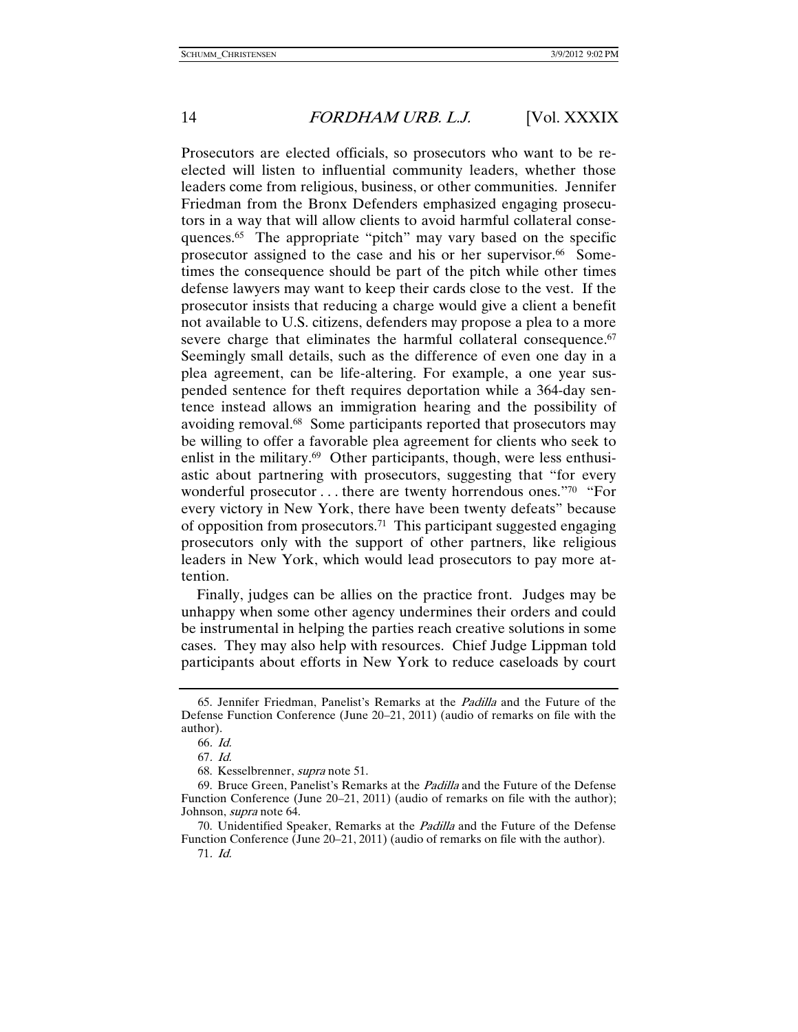Prosecutors are elected officials, so prosecutors who want to be re-elected will listen to influential community leaders, whether those leaders come from religious, business, or other communities. Jennifer Friedman from the Bronx Defenders emphasized engaging prosecutors in a way that will allow clients to avoid harmful collateral consequences.[65] The appropriate "pitch" may vary based on the specific prosecutor assigned to the case and his or her supervisor.[66] Sometimes the consequence should be part of the pitch while other times defense lawyers may want to keep their cards close to the vest. If the prosecutor insists that reducing a charge would give a client a benefit not available to U.S. citizens, defenders may propose a plea to a more severe charge that eliminates the harmful collateral consequence.[67] Seemingly small details, such as the difference of even one day in a plea agreement, can be life-altering. For example, a one year suspended sentence for theft requires deportation while a 364-day sentence instead allows an immigration hearing and the possibility of avoiding removal.[68] Some participants reported that prosecutors may be willing to offer a favorable plea agreement for clients who seek to enlist in the military.[69] Other participants, though, were less enthusiastic about partnering with prosecutors, suggesting that "for every wonderful prosecutor . . . there are twenty horrendous ones."[70] "For every victory in New York, there have been twenty defeats" because of opposition from prosecutors.[71] This participant suggested engaging prosecutors only with the support of other partners, like religious leaders in New York, which would lead prosecutors to pay more attention.

Finally, judges can be allies on the practice front. Judges may be unhappy when some other agency undermines their orders and could be instrumental in helping the parties reach creative solutions in some cases. They may also help with resources. Chief Judge Lippman told participants about efforts in New York to reduce caseloads by court

---

65. Jennifer Friedman, Panelist's Remarks at the *Padilla* and the Future of the Defense Function Conference (June 20–21, 2011) (audio of remarks on file with the author).

66. *Id.*

67. *Id.*

68. Kesselbrenner, *supra* note 51.

69. Bruce Green, Panelist's Remarks at the *Padilla* and the Future of the Defense Function Conference (June 20–21, 2011) (audio of remarks on file with the author); Johnson, *supra* note 64.

70. Unidentified Speaker, Remarks at the *Padilla* and the Future of the Defense Function Conference (June 20–21, 2011) (audio of remarks on file with the author).

71. *Id.*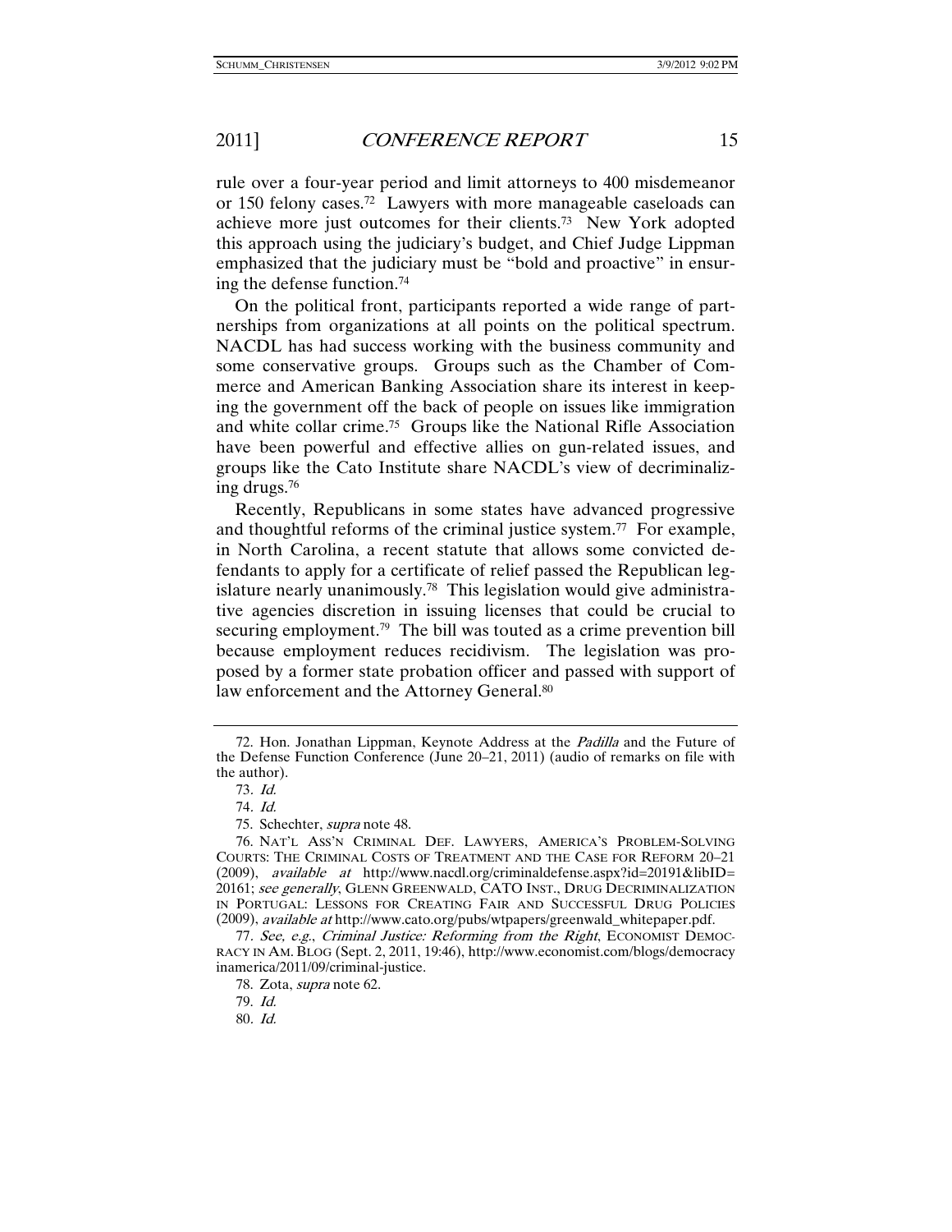rule over a four-year period and limit attorneys to 400 misdemeanor or 150 felony cases.[72] Lawyers with more manageable caseloads can achieve more just outcomes for their clients.[73] New York adopted this approach using the judiciary's budget, and Chief Judge Lippman emphasized that the judiciary must be "bold and proactive" in ensuring the defense function.[74]

On the political front, participants reported a wide range of partnerships from organizations at all points on the political spectrum. NACDL has had success working with the business community and some conservative groups. Groups such as the Chamber of Commerce and American Banking Association share its interest in keeping the government off the back of people on issues like immigration and white collar crime.[75] Groups like the National Rifle Association have been powerful and effective allies on gun-related issues, and groups like the Cato Institute share NACDL's view of decriminalizing drugs.[76]

Recently, Republicans in some states have advanced progressive and thoughtful reforms of the criminal justice system.[77] For example, in North Carolina, a recent statute that allows some convicted defendants to apply for a certificate of relief passed the Republican legislature nearly unanimously.[78] This legislation would give administrative agencies discretion in issuing licenses that could be crucial to securing employment.[79] The bill was touted as a crime prevention bill because employment reduces recidivism. The legislation was proposed by a former state probation officer and passed with support of law enforcement and the Attorney General.[80]

---

72. Hon. Jonathan Lippman, Keynote Address at the *Padilla* and the Future of the Defense Function Conference (June 20–21, 2011) (audio of remarks on file with the author).

73. *Id.*

74. *Id.*

75. Schechter, *supra* note 48.

76. NAT'L ASS'N CRIMINAL DEF. LAWYERS, AMERICA'S PROBLEM-SOLVING COURTS: THE CRIMINAL COSTS OF TREATMENT AND THE CASE FOR REFORM 20–21 (2009), *available at* http://www.nacdl.org/criminaldefense.aspx?id=20191&libID=20161; *see generally*, GLENN GREENWALD, CATO INST., DRUG DECRIMINALIZATION IN PORTUGAL: LESSONS FOR CREATING FAIR AND SUCCESSFUL DRUG POLICIES (2009), *available at* http://www.cato.org/pubs/wtpapers/greenwald_whitepaper.pdf.

77. *See, e.g.*, *Criminal Justice: Reforming from the Right*, ECONOMIST DEMOCRACY IN AM. BLOG (Sept. 2, 2011, 19:46), http://www.economist.com/blogs/democracyinamerica/2011/09/criminal-justice.

78. Zota, *supra* note 62.

79. *Id.*

80. *Id.*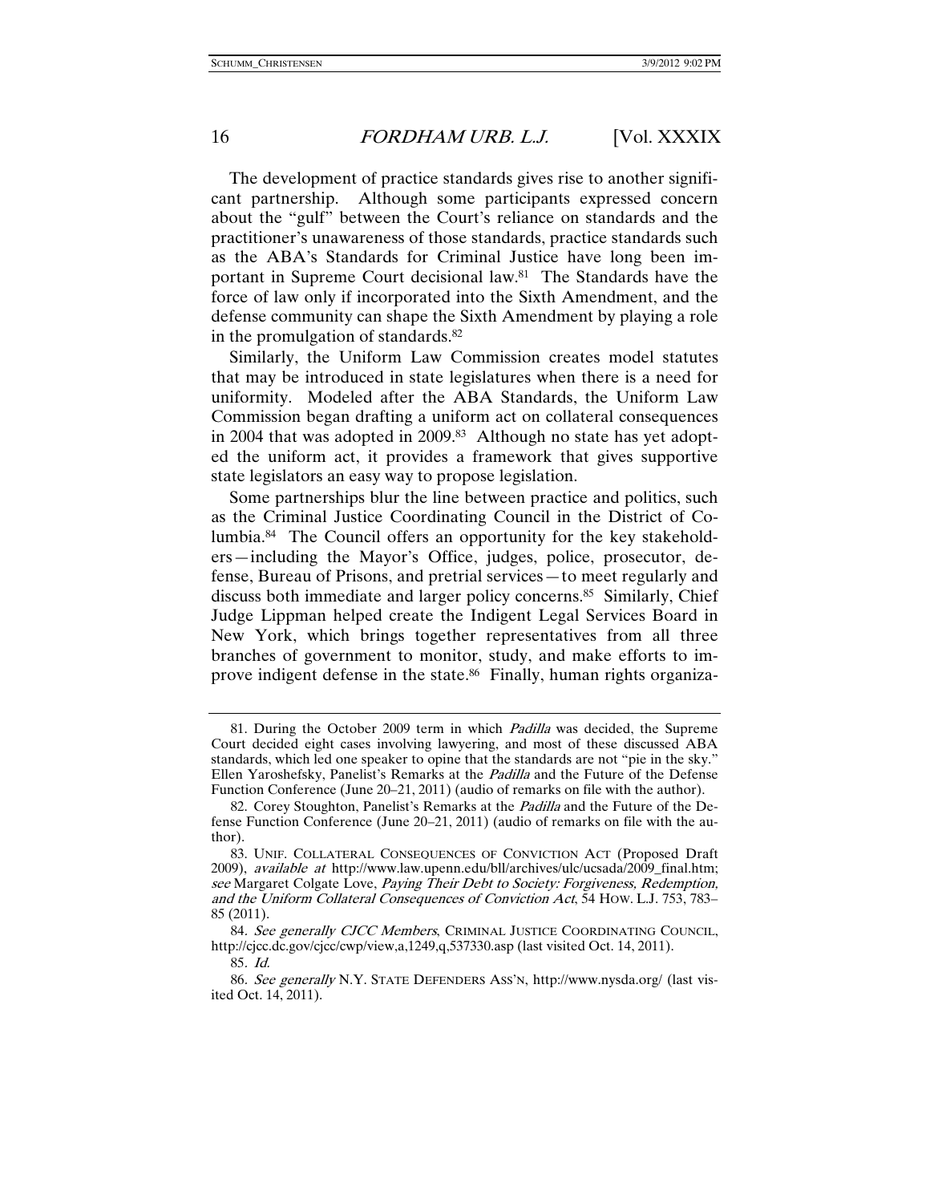The development of practice standards gives rise to another significant partnership. Although some participants expressed concern about the "gulf" between the Court's reliance on standards and the practitioner's unawareness of those standards, practice standards such as the ABA's Standards for Criminal Justice have long been important in Supreme Court decisional law.[81] The Standards have the force of law only if incorporated into the Sixth Amendment, and the defense community can shape the Sixth Amendment by playing a role in the promulgation of standards.[82]

Similarly, the Uniform Law Commission creates model statutes that may be introduced in state legislatures when there is a need for uniformity. Modeled after the ABA Standards, the Uniform Law Commission began drafting a uniform act on collateral consequences in 2004 that was adopted in 2009.[83] Although no state has yet adopted the uniform act, it provides a framework that gives supportive state legislators an easy way to propose legislation.

Some partnerships blur the line between practice and politics, such as the Criminal Justice Coordinating Council in the District of Columbia.[84] The Council offers an opportunity for the key stakeholders—including the Mayor's Office, judges, police, prosecutor, defense, Bureau of Prisons, and pretrial services—to meet regularly and discuss both immediate and larger policy concerns.[85] Similarly, Chief Judge Lippman helped create the Indigent Legal Services Board in New York, which brings together representatives from all three branches of government to monitor, study, and make efforts to improve indigent defense in the state.[86] Finally, human rights organiza-

---

81. During the October 2009 term in which *Padilla* was decided, the Supreme Court decided eight cases involving lawyering, and most of these discussed ABA standards, which led one speaker to opine that the standards are not "pie in the sky." Ellen Yaroshefsky, Panelist's Remarks at the *Padilla* and the Future of the Defense Function Conference (June 20–21, 2011) (audio of remarks on file with the author).

82. Corey Stoughton, Panelist's Remarks at the *Padilla* and the Future of the Defense Function Conference (June 20–21, 2011) (audio of remarks on file with the author).

83. UNIF. COLLATERAL CONSEQUENCES OF CONVICTION ACT (Proposed Draft 2009), *available at* http://www.law.upenn.edu/bll/archives/ulc/ucsada/2009_final.htm; *see* Margaret Colgate Love, *Paying Their Debt to Society: Forgiveness, Redemption, and the Uniform Collateral Consequences of Conviction Act*, 54 HOW. L.J. 753, 783–85 (2011).

84. *See generally CJCC Members*, CRIMINAL JUSTICE COORDINATING COUNCIL, http://cjcc.dc.gov/cjcc/cwp/view,a,1249,q,537330.asp (last visited Oct. 14, 2011).

85. *Id.*

86. *See generally* N.Y. STATE DEFENDERS ASS'N, http://www.nysda.org/ (last visited Oct. 14, 2011).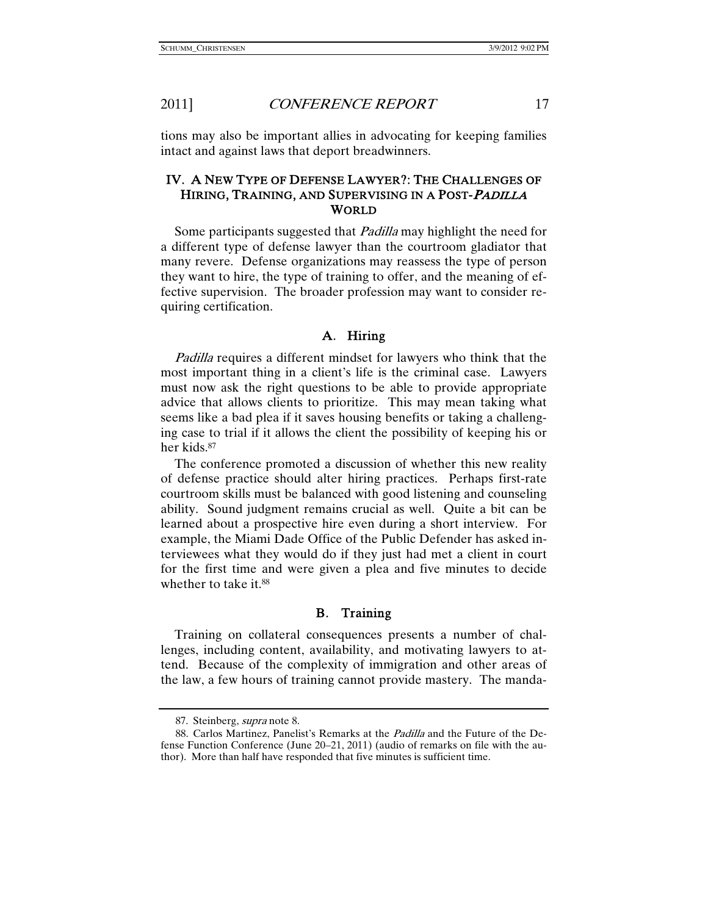tions may also be important allies in advocating for keeping families intact and against laws that deport breadwinners.

## IV. A New Type of Defense Lawyer?: The Challenges of Hiring, Training, and Supervising in a Post-*Padilla* World

Some participants suggested that *Padilla* may highlight the need for a different type of defense lawyer than the courtroom gladiator that many revere. Defense organizations may reassess the type of person they want to hire, the type of training to offer, and the meaning of effective supervision. The broader profession may want to consider requiring certification.

### A. Hiring

*Padilla* requires a different mindset for lawyers who think that the most important thing in a client's life is the criminal case. Lawyers must now ask the right questions to be able to provide appropriate advice that allows clients to prioritize. This may mean taking what seems like a bad plea if it saves housing benefits or taking a challenging case to trial if it allows the client the possibility of keeping his or her kids.[87]

The conference promoted a discussion of whether this new reality of defense practice should alter hiring practices. Perhaps first-rate courtroom skills must be balanced with good listening and counseling ability. Sound judgment remains crucial as well. Quite a bit can be learned about a prospective hire even during a short interview. For example, the Miami Dade Office of the Public Defender has asked interviewees what they would do if they just had met a client in court for the first time and were given a plea and five minutes to decide whether to take it.[88]

### B. Training

Training on collateral consequences presents a number of challenges, including content, availability, and motivating lawyers to attend. Because of the complexity of immigration and other areas of the law, a few hours of training cannot provide mastery. The manda-

---

87. Steinberg, *supra* note 8.

88. Carlos Martinez, Panelist's Remarks at the *Padilla* and the Future of the Defense Function Conference (June 20–21, 2011) (audio of remarks on file with the author). More than half have responded that five minutes is sufficient time.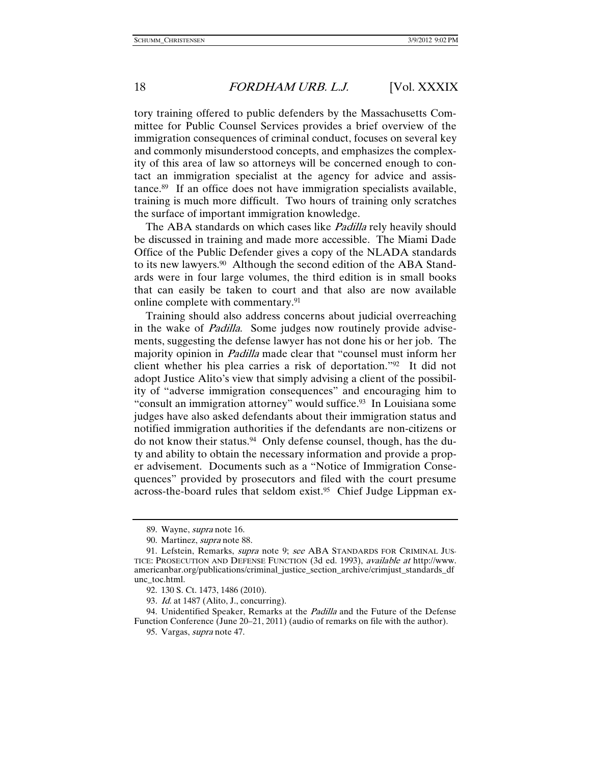tory training offered to public defenders by the Massachusetts Committee for Public Counsel Services provides a brief overview of the immigration consequences of criminal conduct, focuses on several key and commonly misunderstood concepts, and emphasizes the complexity of this area of law so attorneys will be concerned enough to contact an immigration specialist at the agency for advice and assistance.[89] If an office does not have immigration specialists available, training is much more difficult. Two hours of training only scratches the surface of important immigration knowledge.

The ABA standards on which cases like *Padilla* rely heavily should be discussed in training and made more accessible. The Miami Dade Office of the Public Defender gives a copy of the NLADA standards to its new lawyers.[90] Although the second edition of the ABA Standards were in four large volumes, the third edition is in small books that can easily be taken to court and that also are now available online complete with commentary.[91]

Training should also address concerns about judicial overreaching in the wake of *Padilla*. Some judges now routinely provide advisements, suggesting the defense lawyer has not done his or her job. The majority opinion in *Padilla* made clear that "counsel must inform her client whether his plea carries a risk of deportation."[92] It did not adopt Justice Alito's view that simply advising a client of the possibility of "adverse immigration consequences" and encouraging him to "consult an immigration attorney" would suffice.[93] In Louisiana some judges have also asked defendants about their immigration status and notified immigration authorities if the defendants are non-citizens or do not know their status.[94] Only defense counsel, though, has the duty and ability to obtain the necessary information and provide a proper advisement. Documents such as a "Notice of Immigration Consequences" provided by prosecutors and filed with the court presume across-the-board rules that seldom exist.[95] Chief Judge Lippman ex-

---

89. Wayne, *supra* note 16.

90. Martinez, *supra* note 88.

91. Lefstein, Remarks, *supra* note 9; *see* ABA STANDARDS FOR CRIMINAL JUSTICE: PROSECUTION AND DEFENSE FUNCTION (3d ed. 1993), *available at* http://www.americanbar.org/publications/criminal_justice_section_archive/crimjust_standards_dfunc_toc.html.

92. 130 S. Ct. 1473, 1486 (2010).

93. *Id.* at 1487 (Alito, J., concurring).

94. Unidentified Speaker, Remarks at the *Padilla* and the Future of the Defense Function Conference (June 20–21, 2011) (audio of remarks on file with the author).

95. Vargas, *supra* note 47.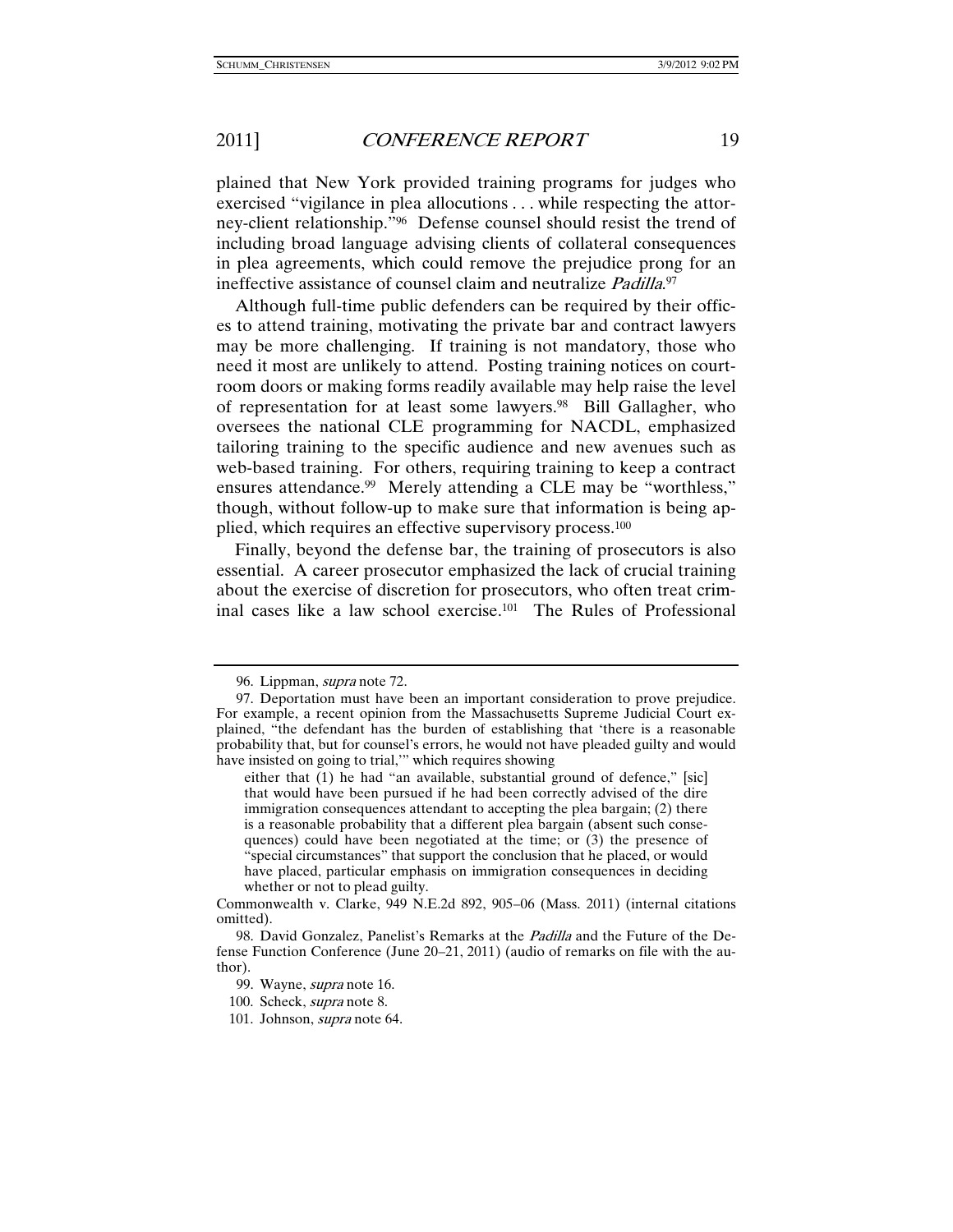plained that New York provided training programs for judges who exercised "vigilance in plea allocutions . . . while respecting the attorney-client relationship."[96] Defense counsel should resist the trend of including broad language advising clients of collateral consequences in plea agreements, which could remove the prejudice prong for an ineffective assistance of counsel claim and neutralize *Padilla*.[97]

Although full-time public defenders can be required by their offices to attend training, motivating the private bar and contract lawyers may be more challenging. If training is not mandatory, those who need it most are unlikely to attend. Posting training notices on courtroom doors or making forms readily available may help raise the level of representation for at least some lawyers.[98] Bill Gallagher, who oversees the national CLE programming for NACDL, emphasized tailoring training to the specific audience and new avenues such as web-based training. For others, requiring training to keep a contract ensures attendance.[99] Merely attending a CLE may be "worthless," though, without follow-up to make sure that information is being applied, which requires an effective supervisory process.[100]

Finally, beyond the defense bar, the training of prosecutors is also essential. A career prosecutor emphasized the lack of crucial training about the exercise of discretion for prosecutors, who often treat criminal cases like a law school exercise.[101] The Rules of Professional

---

96. Lippman, *supra* note 72.

97. Deportation must have been an important consideration to prove prejudice. For example, a recent opinion from the Massachusetts Supreme Judicial Court explained, "the defendant has the burden of establishing that 'there is a reasonable probability that, but for counsel's errors, he would not have pleaded guilty and would have insisted on going to trial,'" which requires showing

> either that (1) he had "an available, substantial ground of defence," [sic] that would have been pursued if he had been correctly advised of the dire immigration consequences attendant to accepting the plea bargain; (2) there is a reasonable probability that a different plea bargain (absent such consequences) could have been negotiated at the time; or (3) the presence of "special circumstances" that support the conclusion that he placed, or would have placed, particular emphasis on immigration consequences in deciding whether or not to plead guilty.

Commonwealth v. Clarke, 949 N.E.2d 892, 905–06 (Mass. 2011) (internal citations omitted).

98. David Gonzalez, Panelist's Remarks at the *Padilla* and the Future of the Defense Function Conference (June 20–21, 2011) (audio of remarks on file with the author).

99. Wayne, *supra* note 16.

100. Scheck, *supra* note 8.

101. Johnson, *supra* note 64.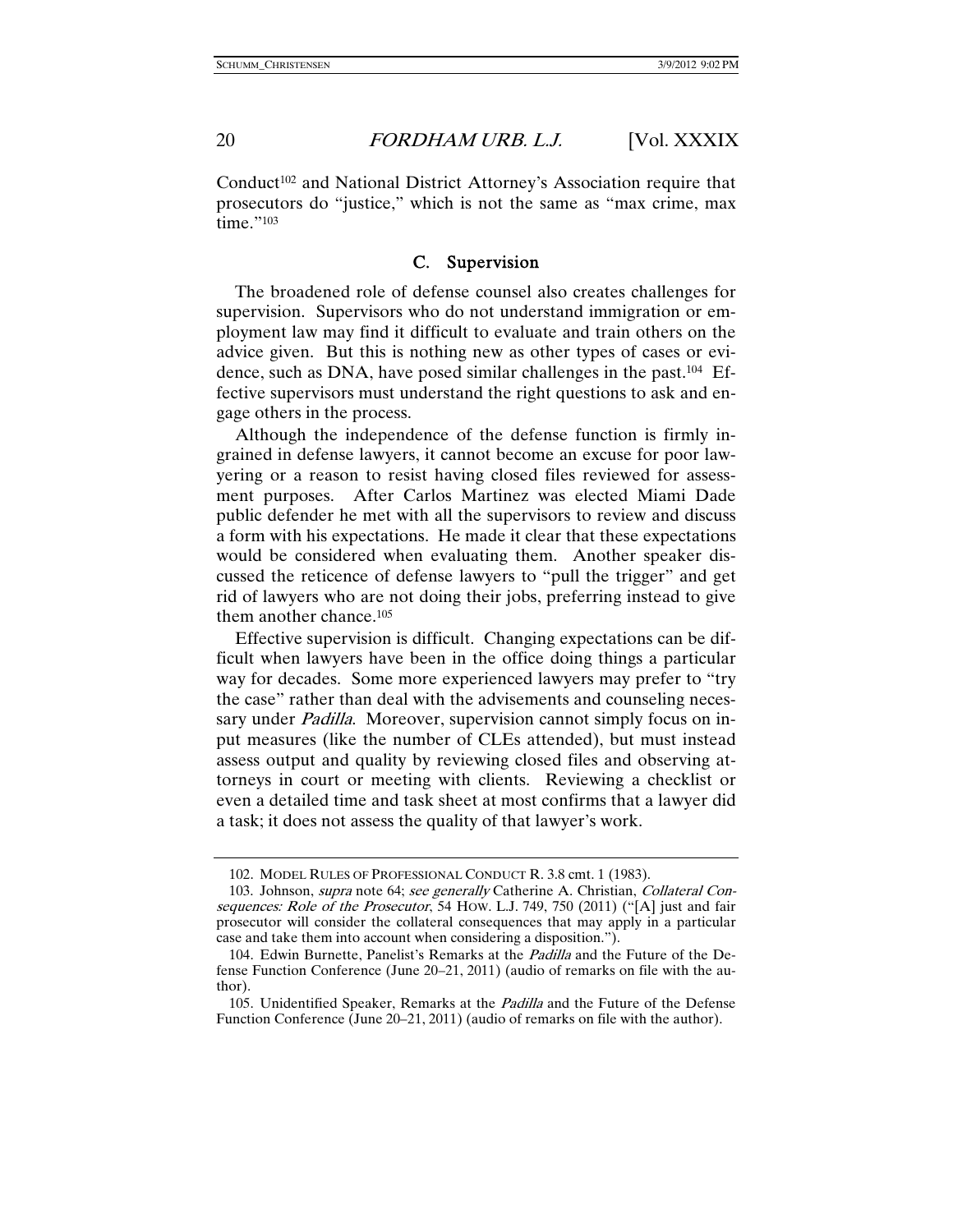Conduct[102] and National District Attorney's Association require that prosecutors do "justice," which is not the same as "max crime, max time."[103]

### C. Supervision

The broadened role of defense counsel also creates challenges for supervision. Supervisors who do not understand immigration or employment law may find it difficult to evaluate and train others on the advice given. But this is nothing new as other types of cases or evidence, such as DNA, have posed similar challenges in the past.[104] Effective supervisors must understand the right questions to ask and engage others in the process.

Although the independence of the defense function is firmly ingrained in defense lawyers, it cannot become an excuse for poor lawyering or a reason to resist having closed files reviewed for assessment purposes. After Carlos Martinez was elected Miami Dade public defender he met with all the supervisors to review and discuss a form with his expectations. He made it clear that these expectations would be considered when evaluating them. Another speaker discussed the reticence of defense lawyers to "pull the trigger" and get rid of lawyers who are not doing their jobs, preferring instead to give them another chance.[105]

Effective supervision is difficult. Changing expectations can be difficult when lawyers have been in the office doing things a particular way for decades. Some more experienced lawyers may prefer to "try the case" rather than deal with the advisements and counseling necessary under *Padilla*. Moreover, supervision cannot simply focus on input measures (like the number of CLEs attended), but must instead assess output and quality by reviewing closed files and observing attorneys in court or meeting with clients. Reviewing a checklist or even a detailed time and task sheet at most confirms that a lawyer did a task; it does not assess the quality of that lawyer's work.

---

102. MODEL RULES OF PROFESSIONAL CONDUCT R. 3.8 cmt. 1 (1983).

103. Johnson, *supra* note 64; *see generally* Catherine A. Christian, *Collateral Consequences: Role of the Prosecutor*, 54 HOW. L.J. 749, 750 (2011) ("[A] just and fair prosecutor will consider the collateral consequences that may apply in a particular case and take them into account when considering a disposition.").

104. Edwin Burnette, Panelist's Remarks at the *Padilla* and the Future of the Defense Function Conference (June 20–21, 2011) (audio of remarks on file with the author).

105. Unidentified Speaker, Remarks at the *Padilla* and the Future of the Defense Function Conference (June 20–21, 2011) (audio of remarks on file with the author).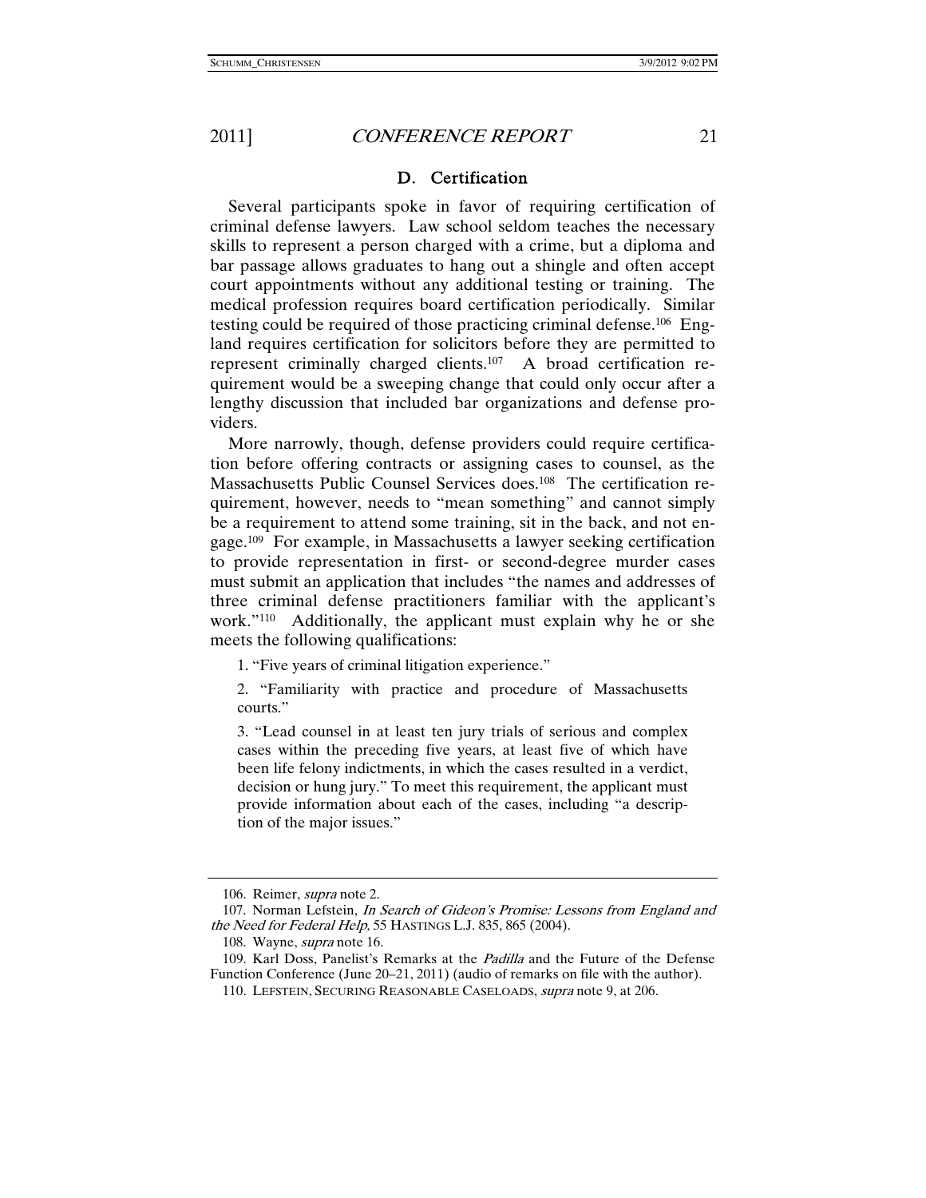### D. Certification

Several participants spoke in favor of requiring certification of criminal defense lawyers. Law school seldom teaches the necessary skills to represent a person charged with a crime, but a diploma and bar passage allows graduates to hang out a shingle and often accept court appointments without any additional testing or training. The medical profession requires board certification periodically. Similar testing could be required of those practicing criminal defense.[106] England requires certification for solicitors before they are permitted to represent criminally charged clients.[107] A broad certification requirement would be a sweeping change that could only occur after a lengthy discussion that included bar organizations and defense providers.

More narrowly, though, defense providers could require certification before offering contracts or assigning cases to counsel, as the Massachusetts Public Counsel Services does.[108] The certification requirement, however, needs to "mean something" and cannot simply be a requirement to attend some training, sit in the back, and not engage.[109] For example, in Massachusetts a lawyer seeking certification to provide representation in first- or second-degree murder cases must submit an application that includes "the names and addresses of three criminal defense practitioners familiar with the applicant's work."[110] Additionally, the applicant must explain why he or she meets the following qualifications:

1. "Five years of criminal litigation experience."

2. "Familiarity with practice and procedure of Massachusetts courts."

3. "Lead counsel in at least ten jury trials of serious and complex cases within the preceding five years, at least five of which have been life felony indictments, in which the cases resulted in a verdict, decision or hung jury." To meet this requirement, the applicant must provide information about each of the cases, including "a description of the major issues."

---

106. Reimer, *supra* note 2.

107. Norman Lefstein, *In Search of Gideon's Promise: Lessons from England and the Need for Federal Help*, 55 HASTINGS L.J. 835, 865 (2004).

108. Wayne, *supra* note 16.

109. Karl Doss, Panelist's Remarks at the *Padilla* and the Future of the Defense Function Conference (June 20–21, 2011) (audio of remarks on file with the author).

110. LEFSTEIN, SECURING REASONABLE CASELOADS, *supra* note 9, at 206.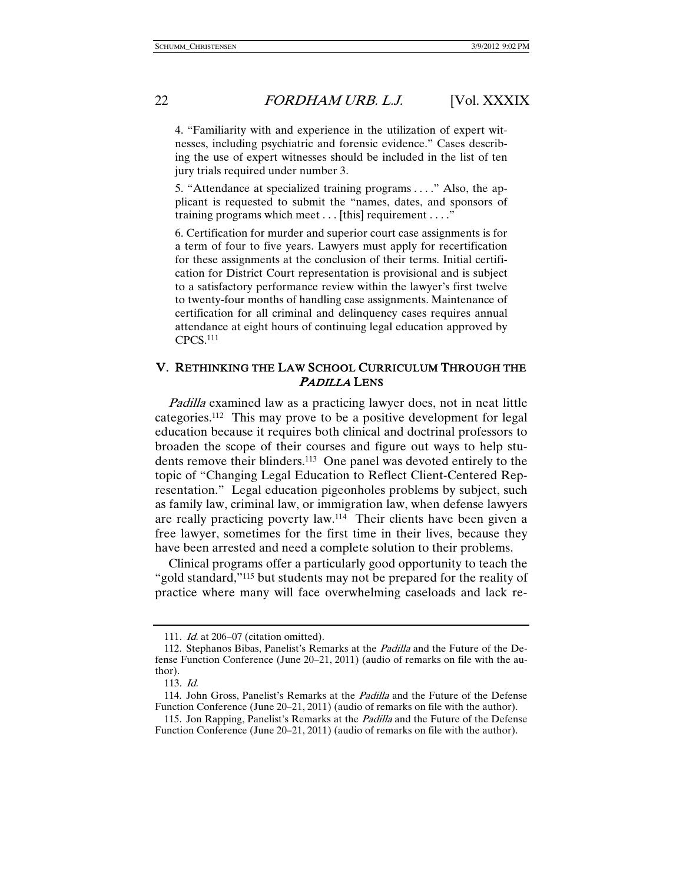4. "Familiarity with and experience in the utilization of expert witnesses, including psychiatric and forensic evidence." Cases describing the use of expert witnesses should be included in the list of ten jury trials required under number 3.

5. "Attendance at specialized training programs . . . ." Also, the applicant is requested to submit the "names, dates, and sponsors of training programs which meet . . . [this] requirement . . . ."

6. Certification for murder and superior court case assignments is for a term of four to five years. Lawyers must apply for recertification for these assignments at the conclusion of their terms. Initial certification for District Court representation is provisional and is subject to a satisfactory performance review within the lawyer's first twelve to twenty-four months of handling case assignments. Maintenance of certification for all criminal and delinquency cases requires annual attendance at eight hours of continuing legal education approved by CPCS.[111]

## V. Rethinking the Law School Curriculum Through the *Padilla* Lens

*Padilla* examined law as a practicing lawyer does, not in neat little categories.[112] This may prove to be a positive development for legal education because it requires both clinical and doctrinal professors to broaden the scope of their courses and figure out ways to help students remove their blinders.[113] One panel was devoted entirely to the topic of "Changing Legal Education to Reflect Client-Centered Representation." Legal education pigeonholes problems by subject, such as family law, criminal law, or immigration law, when defense lawyers are really practicing poverty law.[114] Their clients have been given a free lawyer, sometimes for the first time in their lives, because they have been arrested and need a complete solution to their problems.

Clinical programs offer a particularly good opportunity to teach the "gold standard,"[115] but students may not be prepared for the reality of practice where many will face overwhelming caseloads and lack re-

---

111. *Id.* at 206–07 (citation omitted).

112. Stephanos Bibas, Panelist's Remarks at the *Padilla* and the Future of the Defense Function Conference (June 20–21, 2011) (audio of remarks on file with the author).

113. *Id.*

114. John Gross, Panelist's Remarks at the *Padilla* and the Future of the Defense Function Conference (June 20–21, 2011) (audio of remarks on file with the author).

115. Jon Rapping, Panelist's Remarks at the *Padilla* and the Future of the Defense Function Conference (June 20–21, 2011) (audio of remarks on file with the author).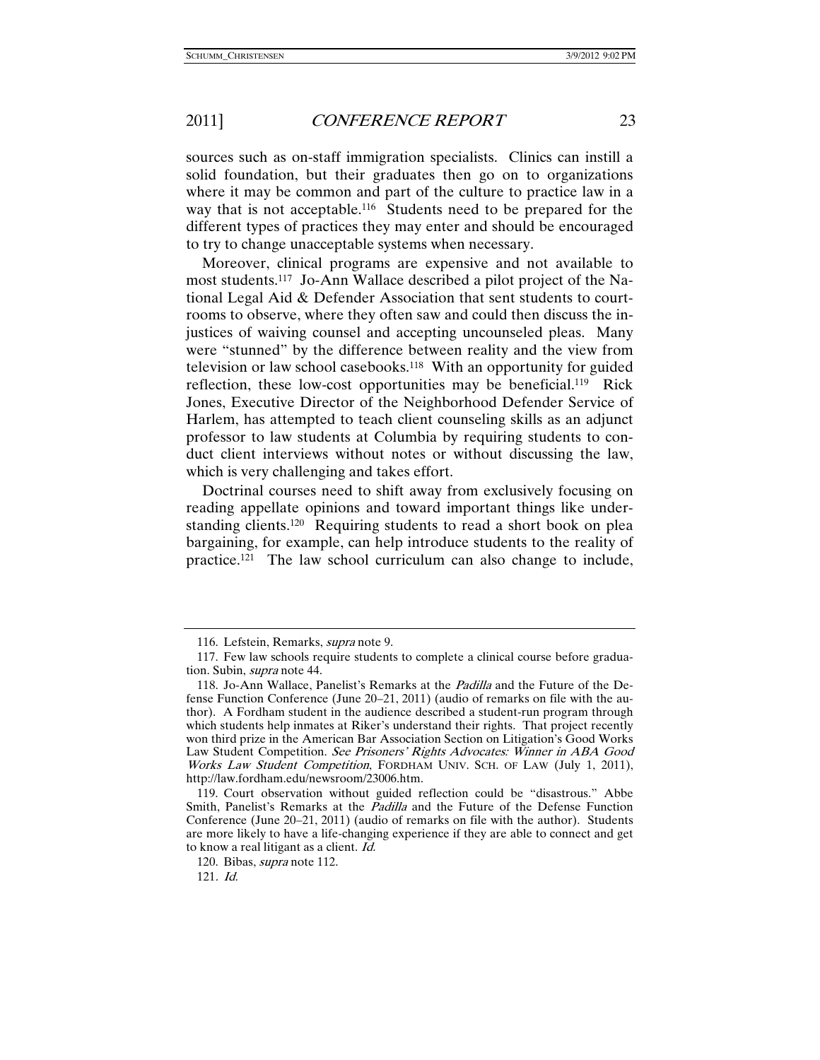sources such as on-staff immigration specialists. Clinics can instill a solid foundation, but their graduates then go on to organizations where it may be common and part of the culture to practice law in a way that is not acceptable.[116] Students need to be prepared for the different types of practices they may enter and should be encouraged to try to change unacceptable systems when necessary.

Moreover, clinical programs are expensive and not available to most students.[117] Jo-Ann Wallace described a pilot project of the National Legal Aid & Defender Association that sent students to courtrooms to observe, where they often saw and could then discuss the injustices of waiving counsel and accepting uncounseled pleas. Many were "stunned" by the difference between reality and the view from television or law school casebooks.[118] With an opportunity for guided reflection, these low-cost opportunities may be beneficial.[119] Rick Jones, Executive Director of the Neighborhood Defender Service of Harlem, has attempted to teach client counseling skills as an adjunct professor to law students at Columbia by requiring students to conduct client interviews without notes or without discussing the law, which is very challenging and takes effort.

Doctrinal courses need to shift away from exclusively focusing on reading appellate opinions and toward important things like understanding clients.[120] Requiring students to read a short book on plea bargaining, for example, can help introduce students to the reality of practice.[121] The law school curriculum can also change to include,

---

116. Lefstein, Remarks, *supra* note 9.

117. Few law schools require students to complete a clinical course before graduation. Subin, *supra* note 44.

118. Jo-Ann Wallace, Panelist's Remarks at the *Padilla* and the Future of the Defense Function Conference (June 20–21, 2011) (audio of remarks on file with the author). A Fordham student in the audience described a student-run program through which students help inmates at Riker's understand their rights. That project recently won third prize in the American Bar Association Section on Litigation's Good Works Law Student Competition. *See Prisoners' Rights Advocates: Winner in ABA Good Works Law Student Competition*, FORDHAM UNIV. SCH. OF LAW (July 1, 2011), http://law.fordham.edu/newsroom/23006.htm.

119. Court observation without guided reflection could be "disastrous." Abbe Smith, Panelist's Remarks at the *Padilla* and the Future of the Defense Function Conference (June 20–21, 2011) (audio of remarks on file with the author). Students are more likely to have a life-changing experience if they are able to connect and get to know a real litigant as a client. *Id.*

120. Bibas, *supra* note 112.

121. *Id.*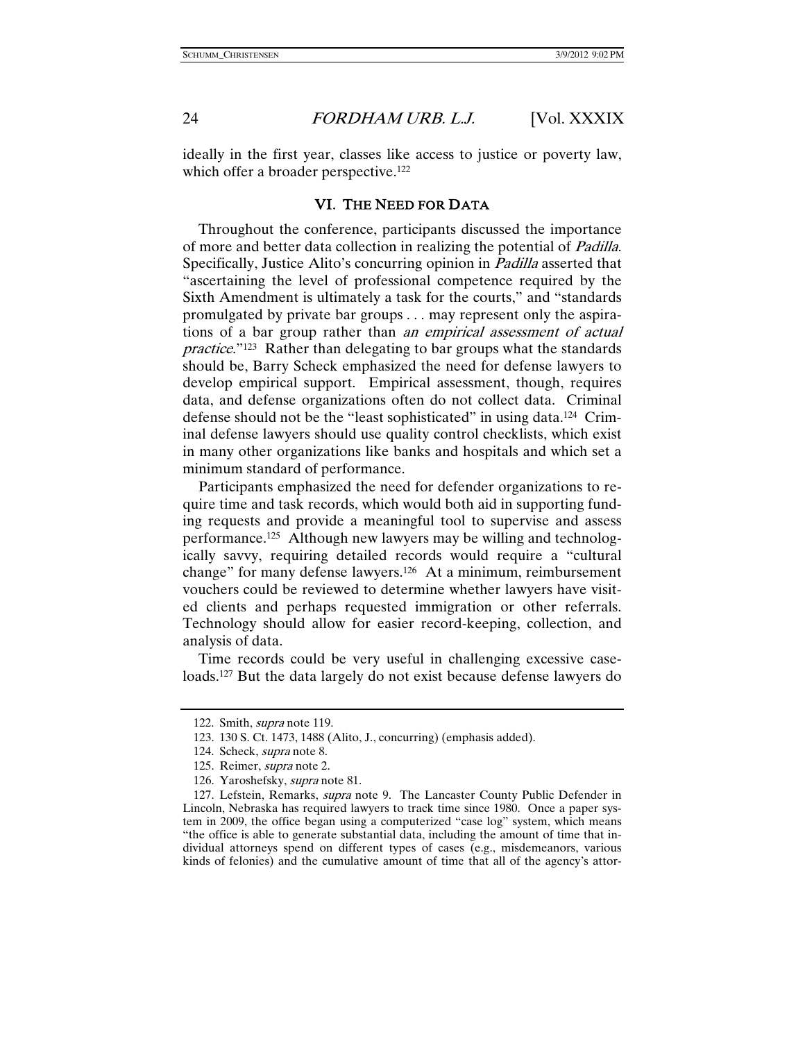ideally in the first year, classes like access to justice or poverty law, which offer a broader perspective.[122]

## VI. The Need for Data

Throughout the conference, participants discussed the importance of more and better data collection in realizing the potential of *Padilla*. Specifically, Justice Alito's concurring opinion in *Padilla* asserted that "ascertaining the level of professional competence required by the Sixth Amendment is ultimately a task for the courts," and "standards promulgated by private bar groups . . . may represent only the aspirations of a bar group rather than *an empirical assessment of actual practice*."[123] Rather than delegating to bar groups what the standards should be, Barry Scheck emphasized the need for defense lawyers to develop empirical support. Empirical assessment, though, requires data, and defense organizations often do not collect data. Criminal defense should not be the "least sophisticated" in using data.[124] Criminal defense lawyers should use quality control checklists, which exist in many other organizations like banks and hospitals and which set a minimum standard of performance.

Participants emphasized the need for defender organizations to require time and task records, which would both aid in supporting funding requests and provide a meaningful tool to supervise and assess performance.[125] Although new lawyers may be willing and technologically savvy, requiring detailed records would require a "cultural change" for many defense lawyers.[126] At a minimum, reimbursement vouchers could be reviewed to determine whether lawyers have visited clients and perhaps requested immigration or other referrals. Technology should allow for easier record-keeping, collection, and analysis of data.

Time records could be very useful in challenging excessive caseloads.[127] But the data largely do not exist because defense lawyers do

---

122. Smith, *supra* note 119.

123. 130 S. Ct. 1473, 1488 (Alito, J., concurring) (emphasis added).

124. Scheck, *supra* note 8.

125. Reimer, *supra* note 2.

126. Yaroshefsky, *supra* note 81.

127. Lefstein, Remarks, *supra* note 9. The Lancaster County Public Defender in Lincoln, Nebraska has required lawyers to track time since 1980. Once a paper system in 2009, the office began using a computerized "case log" system, which means "the office is able to generate substantial data, including the amount of time that individual attorneys spend on different types of cases (e.g., misdemeanors, various kinds of felonies) and the cumulative amount of time that all of the agency's attor-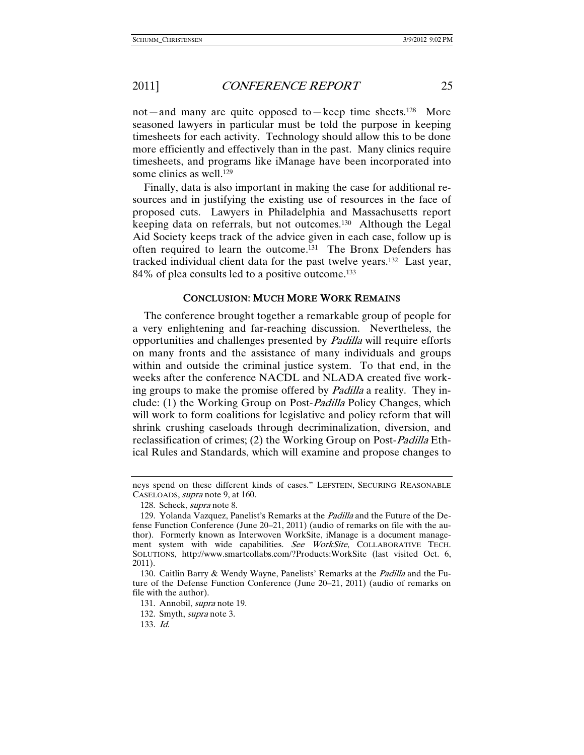not—and many are quite opposed to—keep time sheets.[128] More seasoned lawyers in particular must be told the purpose in keeping timesheets for each activity. Technology should allow this to be done more efficiently and effectively than in the past. Many clinics require timesheets, and programs like iManage have been incorporated into some clinics as well.[129]

Finally, data is also important in making the case for additional resources and in justifying the existing use of resources in the face of proposed cuts. Lawyers in Philadelphia and Massachusetts report keeping data on referrals, but not outcomes.[130] Although the Legal Aid Society keeps track of the advice given in each case, follow up is often required to learn the outcome.[131] The Bronx Defenders has tracked individual client data for the past twelve years.[132] Last year, 84% of plea consults led to a positive outcome.[133]

## CONCLUSION: MUCH MORE WORK REMAINS

The conference brought together a remarkable group of people for a very enlightening and far-reaching discussion. Nevertheless, the opportunities and challenges presented by *Padilla* will require efforts on many fronts and the assistance of many individuals and groups within and outside the criminal justice system. To that end, in the weeks after the conference NACDL and NLADA created five working groups to make the promise offered by *Padilla* a reality. They include: (1) the Working Group on Post-*Padilla* Policy Changes, which will work to form coalitions for legislative and policy reform that will shrink crushing caseloads through decriminalization, diversion, and reclassification of crimes; (2) the Working Group on Post-*Padilla* Ethical Rules and Standards, which will examine and propose changes to

---

neys spend on these different kinds of cases." LEFSTEIN, SECURING REASONABLE CASELOADS, *supra* note 9, at 160.

128. Scheck, *supra* note 8.

129. Yolanda Vazquez, Panelist's Remarks at the *Padilla* and the Future of the Defense Function Conference (June 20–21, 2011) (audio of remarks on file with the author). Formerly known as Interwoven WorkSite, iManage is a document management system with wide capabilities. *See WorkSite*, COLLABORATIVE TECH. SOLUTIONS, http://www.smartcollabs.com/?Products:WorkSite (last visited Oct. 6, 2011).

130. Caitlin Barry & Wendy Wayne, Panelists' Remarks at the *Padilla* and the Future of the Defense Function Conference (June 20–21, 2011) (audio of remarks on file with the author).

131. Annobil, *supra* note 19.

132. Smyth, *supra* note 3.

133. *Id.*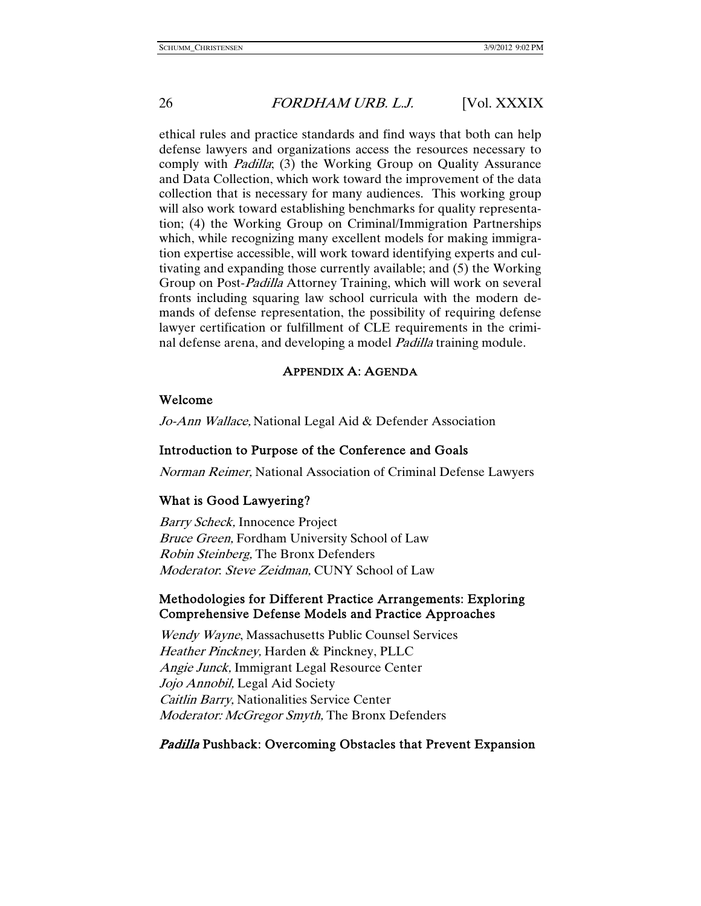ethical rules and practice standards and find ways that both can help defense lawyers and organizations access the resources necessary to comply with *Padilla*; (3) the Working Group on Quality Assurance and Data Collection, which work toward the improvement of the data collection that is necessary for many audiences. This working group will also work toward establishing benchmarks for quality representation; (4) the Working Group on Criminal/Immigration Partnerships which, while recognizing many excellent models for making immigration expertise accessible, will work toward identifying experts and cultivating and expanding those currently available; and (5) the Working Group on Post-*Padilla* Attorney Training, which will work on several fronts including squaring law school curricula with the modern demands of defense representation, the possibility of requiring defense lawyer certification or fulfillment of CLE requirements in the criminal defense arena, and developing a model *Padilla* training module.

## APPENDIX A: AGENDA

### Welcome

*Jo-Ann Wallace,* National Legal Aid & Defender Association

### Introduction to Purpose of the Conference and Goals

*Norman Reimer,* National Association of Criminal Defense Lawyers

### What is Good Lawyering?

*Barry Scheck,* Innocence Project
*Bruce Green,* Fordham University School of Law
*Robin Steinberg,* The Bronx Defenders
*Moderator*: *Steve Zeidman,* CUNY School of Law

### Methodologies for Different Practice Arrangements: Exploring Comprehensive Defense Models and Practice Approaches

*Wendy Wayne*, Massachusetts Public Counsel Services
*Heather Pinckney,* Harden & Pinckney, PLLC
*Angie Junck,* Immigrant Legal Resource Center
*Jojo Annobil,* Legal Aid Society
*Caitlin Barry,* Nationalities Service Center
*Moderator: McGregor Smyth,* The Bronx Defenders

### *Padilla* Pushback: Overcoming Obstacles that Prevent Expansion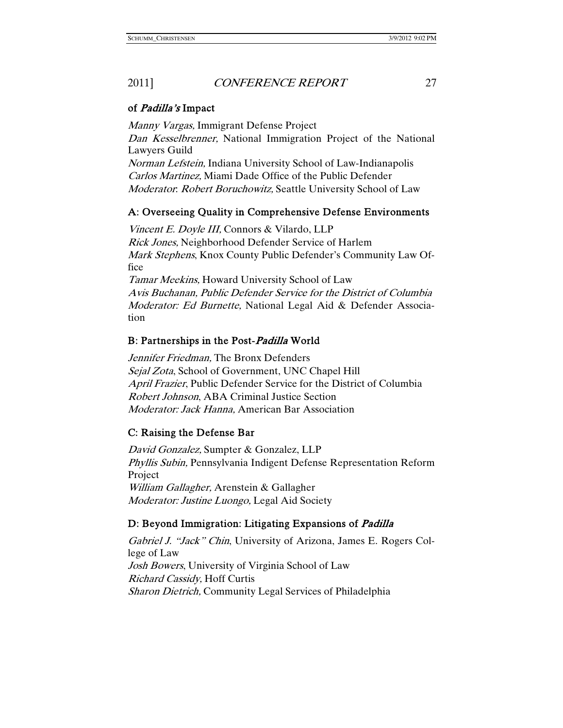### of *Padilla's* Impact

*Manny Vargas,* Immigrant Defense Project
*Dan Kesselbrenner,* National Immigration Project of the National Lawyers Guild
*Norman Lefstein,* Indiana University School of Law-Indianapolis
*Carlos Martinez,* Miami Dade Office of the Public Defender
*Moderator*: *Robert Boruchowitz,* Seattle University School of Law

### A: Overseeing Quality in Comprehensive Defense Environments

*Vincent E. Doyle III,* Connors & Vilardo, LLP
*Rick Jones,* Neighborhood Defender Service of Harlem
*Mark Stephens*, Knox County Public Defender's Community Law Office
*Tamar Meekins,* Howard University School of Law
*Avis Buchanan, Public Defender Service for the District of Columbia*
*Moderator: Ed Burnette,* National Legal Aid & Defender Association

### B: Partnerships in the Post-*Padilla* World

*Jennifer Friedman,* The Bronx Defenders
*Sejal Zota*, School of Government, UNC Chapel Hill
*April Frazier*, Public Defender Service for the District of Columbia
*Robert Johnson*, ABA Criminal Justice Section
*Moderator: Jack Hanna,* American Bar Association

### C: Raising the Defense Bar

*David Gonzalez,* Sumpter & Gonzalez, LLP
*Phyllis Subin,* Pennsylvania Indigent Defense Representation Reform Project
*William Gallagher,* Arenstein & Gallagher
*Moderator: Justine Luongo,* Legal Aid Society

### D: Beyond Immigration: Litigating Expansions of *Padilla*

*Gabriel J. "Jack" Chin*, University of Arizona, James E. Rogers College of Law
*Josh Bowers*, University of Virginia School of Law
*Richard Cassidy,* Hoff Curtis
*Sharon Dietrich,* Community Legal Services of Philadelphia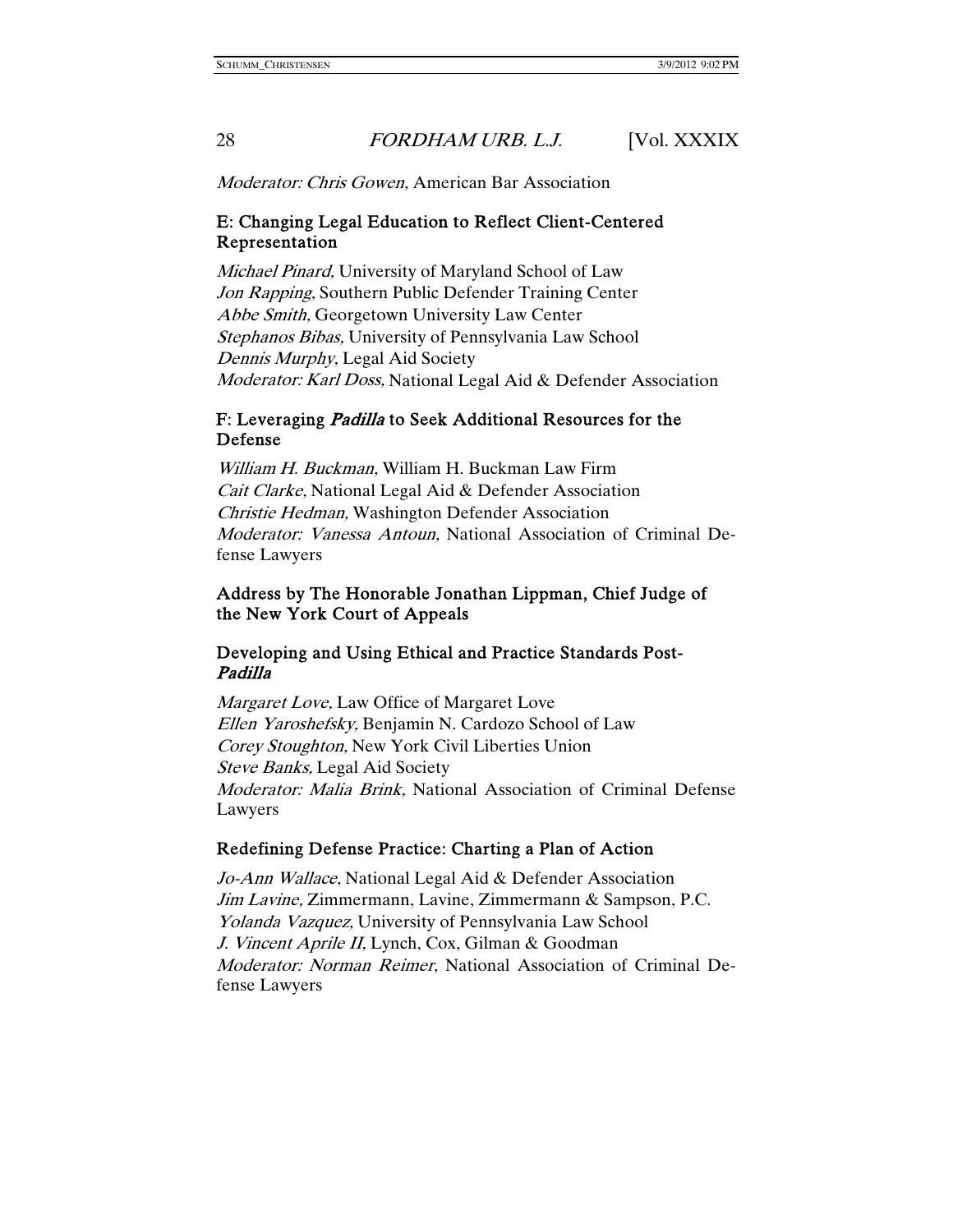*Moderator: Chris Gowen,* American Bar Association

### E: Changing Legal Education to Reflect Client-Centered Representation

*Michael Pinard,* University of Maryland School of Law
*Jon Rapping,* Southern Public Defender Training Center
*Abbe Smith,* Georgetown University Law Center
*Stephanos Bibas,* University of Pennsylvania Law School
*Dennis Murphy,* Legal Aid Society
*Moderator: Karl Doss,* National Legal Aid & Defender Association

### F: Leveraging *Padilla* to Seek Additional Resources for the Defense

*William H. Buckman,* William H. Buckman Law Firm
*Cait Clarke,* National Legal Aid & Defender Association
*Christie Hedman,* Washington Defender Association
*Moderator: Vanessa Antoun,* National Association of Criminal Defense Lawyers

### Address by The Honorable Jonathan Lippman, Chief Judge of the New York Court of Appeals

### Developing and Using Ethical and Practice Standards Post-*Padilla*

*Margaret Love,* Law Office of Margaret Love
*Ellen Yaroshefsky,* Benjamin N. Cardozo School of Law
*Corey Stoughton,* New York Civil Liberties Union
*Steve Banks,* Legal Aid Society
*Moderator: Malia Brink,* National Association of Criminal Defense Lawyers

### Redefining Defense Practice: Charting a Plan of Action

*Jo-Ann Wallace,* National Legal Aid & Defender Association
*Jim Lavine,* Zimmermann, Lavine, Zimmermann & Sampson, P.C.
*Yolanda Vazquez,* University of Pennsylvania Law School
*J. Vincent Aprile II,* Lynch, Cox, Gilman & Goodman
*Moderator: Norman Reimer,* National Association of Criminal Defense Lawyers